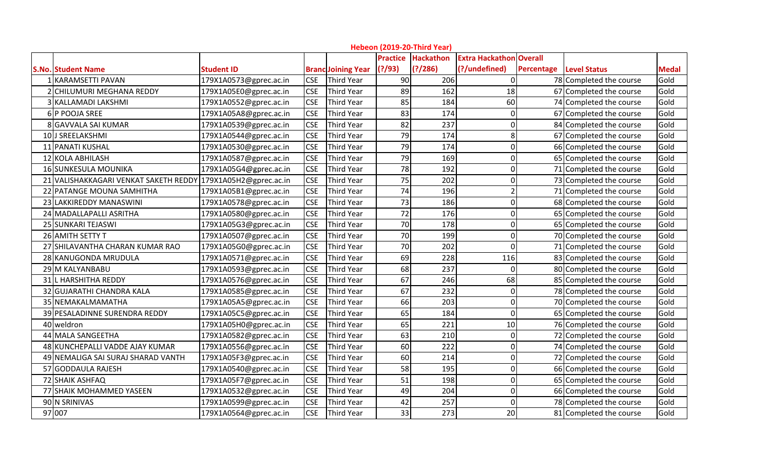# Hebeon (2019-20-Third Year)

| S.No. | Student Name | Student ID | Branch | Joining Year | Practice (?/93) | Hackathon (?/286) | Extra Hackathon (?/undefined) | Overall Percentage | Level Status | Medal |
|---|---|---|---|---|---|---|---|---|---|---|
| 1 | KARAMSETTI PAVAN | 179X1A0573@gprec.ac.in | CSE | Third Year | 90 | 206 | 0 | 78 | Completed the course | Gold |
| 2 | CHILUMURI MEGHANA REDDY | 179X1A05E0@gprec.ac.in | CSE | Third Year | 89 | 162 | 18 | 67 | Completed the course | Gold |
| 3 | KALLAMADI LAKSHMI | 179X1A0552@gprec.ac.in | CSE | Third Year | 85 | 184 | 60 | 74 | Completed the course | Gold |
| 6 | P POOJA SREE | 179X1A05A8@gprec.ac.in | CSE | Third Year | 83 | 174 | 0 | 67 | Completed the course | Gold |
| 8 | GAVVALA SAI KUMAR | 179X1A0539@gprec.ac.in | CSE | Third Year | 82 | 237 | 0 | 84 | Completed the course | Gold |
| 10 | J SREELAKSHMI | 179X1A0544@gprec.ac.in | CSE | Third Year | 79 | 174 | 8 | 67 | Completed the course | Gold |
| 11 | PANATI KUSHAL | 179X1A0530@gprec.ac.in | CSE | Third Year | 79 | 174 | 0 | 66 | Completed the course | Gold |
| 12 | KOLA ABHILASH | 179X1A0587@gprec.ac.in | CSE | Third Year | 79 | 169 | 0 | 65 | Completed the course | Gold |
| 16 | SUNKESULA MOUNIKA | 179X1A05G4@gprec.ac.in | CSE | Third Year | 78 | 192 | 0 | 71 | Completed the course | Gold |
| 21 | VALISHAKKAGARI VENKAT SATHEESH REDDY | 179X1A05H2@gprec.ac.in | CSE | Third Year | 75 | 202 | 0 | 73 | Completed the course | Gold |
| 22 | PATANGE MOUNA SAMHITHA | 179X1A05B1@gprec.ac.in | CSE | Third Year | 74 | 196 | 2 | 71 | Completed the course | Gold |
| 23 | LAKKIREDDY MANASWINI | 179X1A0578@gprec.ac.in | CSE | Third Year | 73 | 186 | 0 | 68 | Completed the course | Gold |
| 24 | MADALLAPALLI ASRITHA | 179X1A0580@gprec.ac.in | CSE | Third Year | 72 | 176 | 0 | 65 | Completed the course | Gold |
| 25 | SUNKARI TEJASWI | 179X1A05G3@gprec.ac.in | CSE | Third Year | 70 | 178 | 0 | 65 | Completed the course | Gold |
| 26 | AMITH SETTY T | 179X1A0507@gprec.ac.in | CSE | Third Year | 70 | 199 | 0 | 70 | Completed the course | Gold |
| 27 | SHILAVANTHA CHARAN KUMAR RAO | 179X1A05G0@gprec.ac.in | CSE | Third Year | 70 | 202 | 0 | 71 | Completed the course | Gold |
| 28 | KANUGONDA MRUDULA | 179X1A0571@gprec.ac.in | CSE | Third Year | 69 | 228 | 116 | 83 | Completed the course | Gold |
| 29 | M KALYANBABU | 179X1A0593@gprec.ac.in | CSE | Third Year | 68 | 237 | 0 | 80 | Completed the course | Gold |
| 31 | L HARSHITHA REDDY | 179X1A0576@gprec.ac.in | CSE | Third Year | 67 | 246 | 68 | 85 | Completed the course | Gold |
| 32 | GUJARATHI CHANDRA KALA | 179X1A0585@gprec.ac.in | CSE | Third Year | 67 | 232 | 0 | 78 | Completed the course | Gold |
| 35 | NEMAKALMAMATHA | 179X1A05A5@gprec.ac.in | CSE | Third Year | 66 | 203 | 0 | 70 | Completed the course | Gold |
| 39 | PESALADINNE SURENDRA REDDY | 179X1A05C5@gprec.ac.in | CSE | Third Year | 65 | 184 | 0 | 65 | Completed the course | Gold |
| 40 | weldron | 179X1A05H0@gprec.ac.in | CSE | Third Year | 65 | 221 | 10 | 76 | Completed the course | Gold |
| 44 | MALA SANGEETHA | 179X1A0582@gprec.ac.in | CSE | Third Year | 63 | 210 | 0 | 72 | Completed the course | Gold |
| 48 | KUNCHEPALLI VADDE AJAY KUMAR | 179X1A0556@gprec.ac.in | CSE | Third Year | 60 | 222 | 0 | 74 | Completed the course | Gold |
| 49 | NEMALIGA SAI SURAJ SHARAD VANTH | 179X1A05F3@gprec.ac.in | CSE | Third Year | 60 | 214 | 0 | 72 | Completed the course | Gold |
| 57 | GODDAULA RAJESH | 179X1A0540@gprec.ac.in | CSE | Third Year | 58 | 195 | 0 | 66 | Completed the course | Gold |
| 72 | SHAIK ASHFAQ | 179X1A05F7@gprec.ac.in | CSE | Third Year | 51 | 198 | 0 | 65 | Completed the course | Gold |
| 77 | SHAIK MOHAMMED YASEEN | 179X1A0532@gprec.ac.in | CSE | Third Year | 49 | 204 | 0 | 66 | Completed the course | Gold |
| 90 | N SRINIVAS | 179X1A0599@gprec.ac.in | CSE | Third Year | 42 | 257 | 0 | 78 | Completed the course | Gold |
| 97 | 007 | 179X1A0564@gprec.ac.in | CSE | Third Year | 33 | 273 | 20 | 81 | Completed the course | Gold |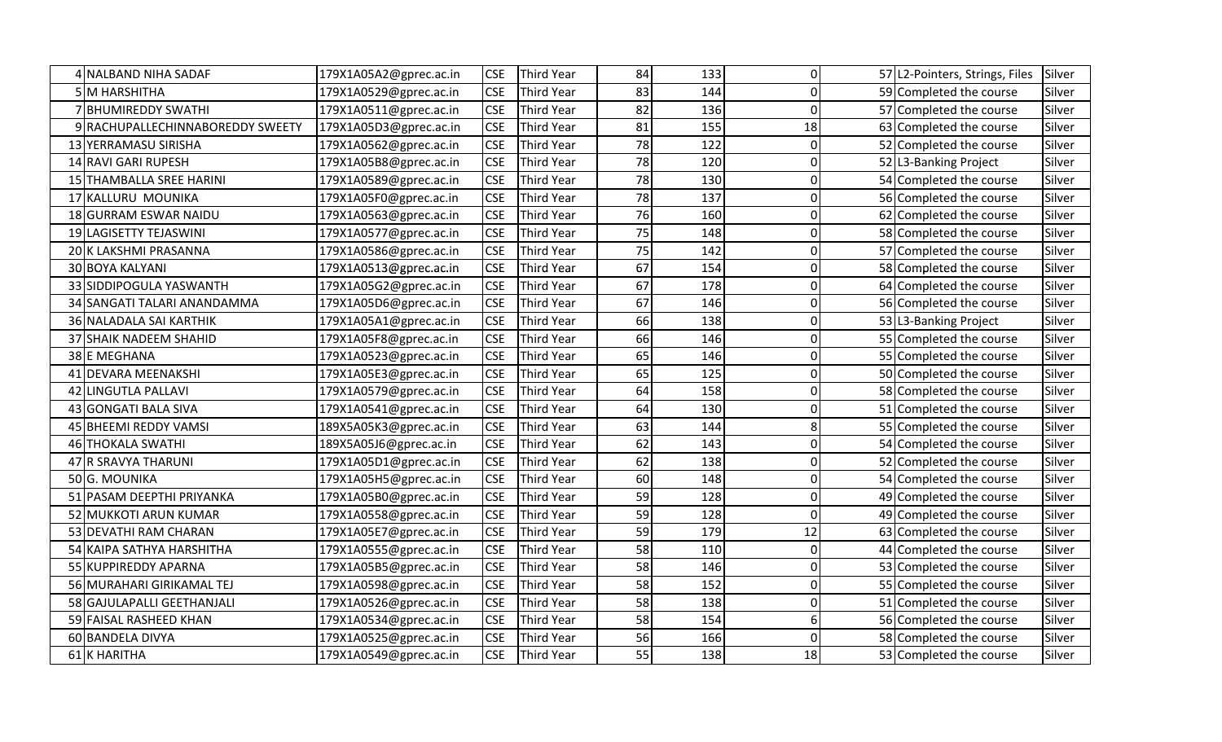| | | | | | | | | | |
|---|---|---|---|---|---|---|---|---|---|
| 4 | NALBAND NIHA SADAF | 179X1A05A2@gprec.ac.in | CSE | Third Year | 84 | 133 | 0 | 57 | L2-Pointers, Strings, Files | Silver |
| 5 | M HARSHITHA | 179X1A0529@gprec.ac.in | CSE | Third Year | 83 | 144 | 0 | 59 | Completed the course | Silver |
| 7 | BHUMIREDDY SWATHI | 179X1A0511@gprec.ac.in | CSE | Third Year | 82 | 136 | 0 | 57 | Completed the course | Silver |
| 9 | RACHUPALLECHINNABOREDDY SWEETY | 179X1A05D3@gprec.ac.in | CSE | Third Year | 81 | 155 | 18 | 63 | Completed the course | Silver |
| 13 | YERRAMASU SIRISHA | 179X1A0562@gprec.ac.in | CSE | Third Year | 78 | 122 | 0 | 52 | Completed the course | Silver |
| 14 | RAVI GARI RUPESH | 179X1A05B8@gprec.ac.in | CSE | Third Year | 78 | 120 | 0 | 52 | L3-Banking Project | Silver |
| 15 | THAMBALLA SREE HARINI | 179X1A0589@gprec.ac.in | CSE | Third Year | 78 | 130 | 0 | 54 | Completed the course | Silver |
| 17 | KALLURU MOUNIKA | 179X1A05F0@gprec.ac.in | CSE | Third Year | 78 | 137 | 0 | 56 | Completed the course | Silver |
| 18 | GURRAM ESWAR NAIDU | 179X1A0563@gprec.ac.in | CSE | Third Year | 76 | 160 | 0 | 62 | Completed the course | Silver |
| 19 | LAGISETTY TEJASWINI | 179X1A0577@gprec.ac.in | CSE | Third Year | 75 | 148 | 0 | 58 | Completed the course | Silver |
| 20 | K LAKSHMI PRASANNA | 179X1A0586@gprec.ac.in | CSE | Third Year | 75 | 142 | 0 | 57 | Completed the course | Silver |
| 30 | BOYA KALYANI | 179X1A0513@gprec.ac.in | CSE | Third Year | 67 | 154 | 0 | 58 | Completed the course | Silver |
| 33 | SIDDIPOGULA YASWANTH | 179X1A05G2@gprec.ac.in | CSE | Third Year | 67 | 178 | 0 | 64 | Completed the course | Silver |
| 34 | SANGATI TALARI ANANDAMMA | 179X1A05D6@gprec.ac.in | CSE | Third Year | 67 | 146 | 0 | 56 | Completed the course | Silver |
| 36 | NALADALA SAI KARTHIK | 179X1A05A1@gprec.ac.in | CSE | Third Year | 66 | 138 | 0 | 53 | L3-Banking Project | Silver |
| 37 | SHAIK NADEEM SHAHID | 179X1A05F8@gprec.ac.in | CSE | Third Year | 66 | 146 | 0 | 55 | Completed the course | Silver |
| 38 | E MEGHANA | 179X1A0523@gprec.ac.in | CSE | Third Year | 65 | 146 | 0 | 55 | Completed the course | Silver |
| 41 | DEVARA MEENAKSHI | 179X1A05E3@gprec.ac.in | CSE | Third Year | 65 | 125 | 0 | 50 | Completed the course | Silver |
| 42 | LINGUTLA PALLAVI | 179X1A0579@gprec.ac.in | CSE | Third Year | 64 | 158 | 0 | 58 | Completed the course | Silver |
| 43 | GONGATI BALA SIVA | 179X1A0541@gprec.ac.in | CSE | Third Year | 64 | 130 | 0 | 51 | Completed the course | Silver |
| 45 | BHEEMI REDDY VAMSI | 189X5A05K3@gprec.ac.in | CSE | Third Year | 63 | 144 | 8 | 55 | Completed the course | Silver |
| 46 | THOKALA SWATHI | 189X5A05J6@gprec.ac.in | CSE | Third Year | 62 | 143 | 0 | 54 | Completed the course | Silver |
| 47 | R SRAVYA THARUNI | 179X1A05D1@gprec.ac.in | CSE | Third Year | 62 | 138 | 0 | 52 | Completed the course | Silver |
| 50 | G. MOUNIKA | 179X1A05H5@gprec.ac.in | CSE | Third Year | 60 | 148 | 0 | 54 | Completed the course | Silver |
| 51 | PASAM DEEPTHI PRIYANKA | 179X1A05B0@gprec.ac.in | CSE | Third Year | 59 | 128 | 0 | 49 | Completed the course | Silver |
| 52 | MUKKOTI ARUN KUMAR | 179X1A0558@gprec.ac.in | CSE | Third Year | 59 | 128 | 0 | 49 | Completed the course | Silver |
| 53 | DEVATHI RAM CHARAN | 179X1A05E7@gprec.ac.in | CSE | Third Year | 59 | 179 | 12 | 63 | Completed the course | Silver |
| 54 | KAIPA SATHYA HARSHITHA | 179X1A0555@gprec.ac.in | CSE | Third Year | 58 | 110 | 0 | 44 | Completed the course | Silver |
| 55 | KUPPIREDDY APARNA | 179X1A05B5@gprec.ac.in | CSE | Third Year | 58 | 146 | 0 | 53 | Completed the course | Silver |
| 56 | MURAHARI GIRIKAMAL TEJ | 179X1A0598@gprec.ac.in | CSE | Third Year | 58 | 152 | 0 | 55 | Completed the course | Silver |
| 58 | GAJULAPALLI GEETHANJALI | 179X1A0526@gprec.ac.in | CSE | Third Year | 58 | 138 | 0 | 51 | Completed the course | Silver |
| 59 | FAISAL RASHEED KHAN | 179X1A0534@gprec.ac.in | CSE | Third Year | 58 | 154 | 6 | 56 | Completed the course | Silver |
| 60 | BANDELA DIVYA | 179X1A0525@gprec.ac.in | CSE | Third Year | 56 | 166 | 0 | 58 | Completed the course | Silver |
| 61 | K HARITHA | 179X1A0549@gprec.ac.in | CSE | Third Year | 55 | 138 | 18 | 53 | Completed the course | Silver |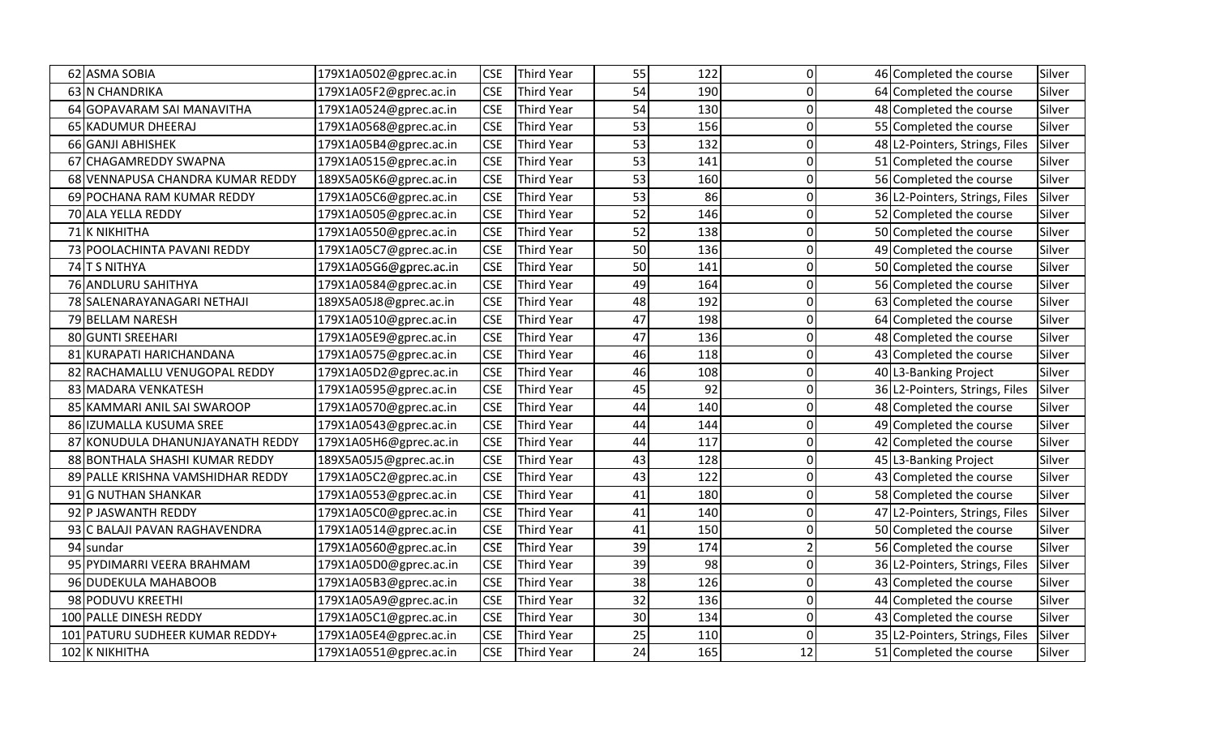| | | | | | | | | | |
|---|---|---|---|---|---|---|---|---|---|
| 62 | ASMA SOBIA | 179X1A0502@gprec.ac.in | CSE | Third Year | 55 | 122 | 0 | 46 | Completed the course | Silver |
| 63 | N CHANDRIKA | 179X1A05F2@gprec.ac.in | CSE | Third Year | 54 | 190 | 0 | 64 | Completed the course | Silver |
| 64 | GOPAVARAM SAI MANAVITHA | 179X1A0524@gprec.ac.in | CSE | Third Year | 54 | 130 | 0 | 48 | Completed the course | Silver |
| 65 | KADUMUR DHEERAJ | 179X1A0568@gprec.ac.in | CSE | Third Year | 53 | 156 | 0 | 55 | Completed the course | Silver |
| 66 | GANJI ABHISHEK | 179X1A05B4@gprec.ac.in | CSE | Third Year | 53 | 132 | 0 | 48 | L2-Pointers, Strings, Files | Silver |
| 67 | CHAGAMREDDY SWAPNA | 179X1A0515@gprec.ac.in | CSE | Third Year | 53 | 141 | 0 | 51 | Completed the course | Silver |
| 68 | VENNAPUSA CHANDRA KUMAR REDDY | 189X5A05K6@gprec.ac.in | CSE | Third Year | 53 | 160 | 0 | 56 | Completed the course | Silver |
| 69 | POCHANA RAM KUMAR REDDY | 179X1A05C6@gprec.ac.in | CSE | Third Year | 53 | 86 | 0 | 36 | L2-Pointers, Strings, Files | Silver |
| 70 | ALA YELLA REDDY | 179X1A0505@gprec.ac.in | CSE | Third Year | 52 | 146 | 0 | 52 | Completed the course | Silver |
| 71 | K NIKHITHA | 179X1A0550@gprec.ac.in | CSE | Third Year | 52 | 138 | 0 | 50 | Completed the course | Silver |
| 73 | POOLACHINTA PAVANI REDDY | 179X1A05C7@gprec.ac.in | CSE | Third Year | 50 | 136 | 0 | 49 | Completed the course | Silver |
| 74 | T S NITHYA | 179X1A05G6@gprec.ac.in | CSE | Third Year | 50 | 141 | 0 | 50 | Completed the course | Silver |
| 76 | ANDLURU SAHITHYA | 179X1A0584@gprec.ac.in | CSE | Third Year | 49 | 164 | 0 | 56 | Completed the course | Silver |
| 78 | SALENARAYANAGARI NETHAJI | 189X5A05J8@gprec.ac.in | CSE | Third Year | 48 | 192 | 0 | 63 | Completed the course | Silver |
| 79 | BELLAM NARESH | 179X1A0510@gprec.ac.in | CSE | Third Year | 47 | 198 | 0 | 64 | Completed the course | Silver |
| 80 | GUNTI SREEHARI | 179X1A05E9@gprec.ac.in | CSE | Third Year | 47 | 136 | 0 | 48 | Completed the course | Silver |
| 81 | KURAPATI HARICHANDANA | 179X1A0575@gprec.ac.in | CSE | Third Year | 46 | 118 | 0 | 43 | Completed the course | Silver |
| 82 | RACHAMALLU VENUGOPAL REDDY | 179X1A05D2@gprec.ac.in | CSE | Third Year | 46 | 108 | 0 | 40 | L3-Banking Project | Silver |
| 83 | MADARA VENKATESH | 179X1A0595@gprec.ac.in | CSE | Third Year | 45 | 92 | 0 | 36 | L2-Pointers, Strings, Files | Silver |
| 85 | KAMMARI ANIL SAI SWAROOP | 179X1A0570@gprec.ac.in | CSE | Third Year | 44 | 140 | 0 | 48 | Completed the course | Silver |
| 86 | IZUMALLA KUSUMA SREE | 179X1A0543@gprec.ac.in | CSE | Third Year | 44 | 144 | 0 | 49 | Completed the course | Silver |
| 87 | KONUDULA DHANUNJAYANATH REDDY | 179X1A05H6@gprec.ac.in | CSE | Third Year | 44 | 117 | 0 | 42 | Completed the course | Silver |
| 88 | BONTHALA SHASHI KUMAR REDDY | 189X5A05J5@gprec.ac.in | CSE | Third Year | 43 | 128 | 0 | 45 | L3-Banking Project | Silver |
| 89 | PALLE KRISHNA VAMSHIDHAR REDDY | 179X1A05C2@gprec.ac.in | CSE | Third Year | 43 | 122 | 0 | 43 | Completed the course | Silver |
| 91 | G NUTHAN SHANKAR | 179X1A0553@gprec.ac.in | CSE | Third Year | 41 | 180 | 0 | 58 | Completed the course | Silver |
| 92 | P JASWANTH REDDY | 179X1A05C0@gprec.ac.in | CSE | Third Year | 41 | 140 | 0 | 47 | L2-Pointers, Strings, Files | Silver |
| 93 | C BALAJI PAVAN RAGHAVENDRA | 179X1A0514@gprec.ac.in | CSE | Third Year | 41 | 150 | 0 | 50 | Completed the course | Silver |
| 94 | sundar | 179X1A0560@gprec.ac.in | CSE | Third Year | 39 | 174 | 2 | 56 | Completed the course | Silver |
| 95 | PYDIMARRI VEERA BRAHMAM | 179X1A05D0@gprec.ac.in | CSE | Third Year | 39 | 98 | 0 | 36 | L2-Pointers, Strings, Files | Silver |
| 96 | DUDEKULA MAHABOOB | 179X1A05B3@gprec.ac.in | CSE | Third Year | 38 | 126 | 0 | 43 | Completed the course | Silver |
| 98 | PODUVU KREETHI | 179X1A05A9@gprec.ac.in | CSE | Third Year | 32 | 136 | 0 | 44 | Completed the course | Silver |
| 100 | PALLE DINESH REDDY | 179X1A05C1@gprec.ac.in | CSE | Third Year | 30 | 134 | 0 | 43 | Completed the course | Silver |
| 101 | PATURU SUDHEER KUMAR REDDY+ | 179X1A05E4@gprec.ac.in | CSE | Third Year | 25 | 110 | 0 | 35 | L2-Pointers, Strings, Files | Silver |
| 102 | K NIKHITHA | 179X1A0551@gprec.ac.in | CSE | Third Year | 24 | 165 | 12 | 51 | Completed the course | Silver |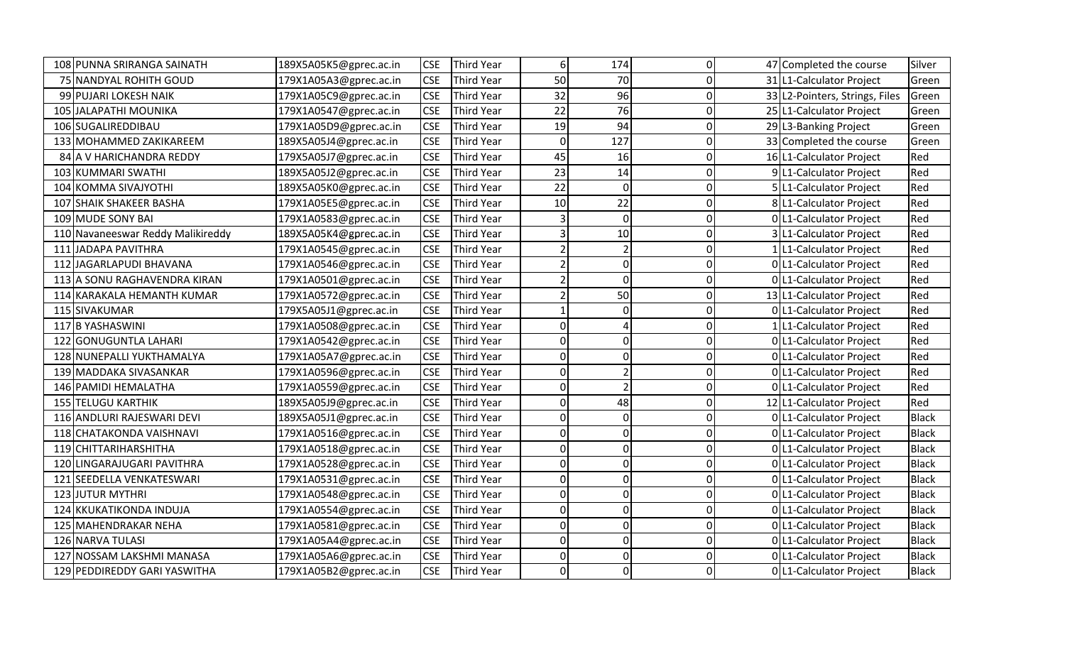| | | | | | | | | | |
|---|---|---|---|---|---|---|---|---|---|
| 108 | PUNNA SRIRANGA SAINATH | 189X5A05K5@gprec.ac.in | CSE | Third Year | 6 | 174 | 0 | 47 | Completed the course | Silver |
| 75 | NANDYAL ROHITH GOUD | 179X1A05A3@gprec.ac.in | CSE | Third Year | 50 | 70 | 0 | 31 | L1-Calculator Project | Green |
| 99 | PUJARI LOKESH NAIK | 179X1A05C9@gprec.ac.in | CSE | Third Year | 32 | 96 | 0 | 33 | L2-Pointers, Strings, Files | Green |
| 105 | JALAPATHI MOUNIKA | 179X1A0547@gprec.ac.in | CSE | Third Year | 22 | 76 | 0 | 25 | L1-Calculator Project | Green |
| 106 | SUGALIREDDIBAU | 179X1A05D9@gprec.ac.in | CSE | Third Year | 19 | 94 | 0 | 29 | L3-Banking Project | Green |
| 133 | MOHAMMED ZAKIKAREEM | 189X5A05J4@gprec.ac.in | CSE | Third Year | 0 | 127 | 0 | 33 | Completed the course | Green |
| 84 | A V HARICHANDRA REDDY | 179X5A05J7@gprec.ac.in | CSE | Third Year | 45 | 16 | 0 | 16 | L1-Calculator Project | Red |
| 103 | KUMMARI SWATHI | 189X5A05J2@gprec.ac.in | CSE | Third Year | 23 | 14 | 0 | 9 | L1-Calculator Project | Red |
| 104 | KOMMA SIVAJYOTHI | 189X5A05K0@gprec.ac.in | CSE | Third Year | 22 | 0 | 0 | 5 | L1-Calculator Project | Red |
| 107 | SHAIK SHAKEER BASHA | 179X1A05E5@gprec.ac.in | CSE | Third Year | 10 | 22 | 0 | 8 | L1-Calculator Project | Red |
| 109 | MUDE SONY BAI | 179X1A0583@gprec.ac.in | CSE | Third Year | 3 | 0 | 0 | 0 | L1-Calculator Project | Red |
| 110 | Navaneeswar Reddy Malikireddy | 189X5A05K4@gprec.ac.in | CSE | Third Year | 3 | 10 | 0 | 3 | L1-Calculator Project | Red |
| 111 | JADAPA PAVITHRA | 179X1A0545@gprec.ac.in | CSE | Third Year | 2 | 2 | 0 | 1 | L1-Calculator Project | Red |
| 112 | JAGARLAPUDI BHAVANA | 179X1A0546@gprec.ac.in | CSE | Third Year | 2 | 0 | 0 | 0 | L1-Calculator Project | Red |
| 113 | A SONU RAGHAVENDRA KIRAN | 179X1A0501@gprec.ac.in | CSE | Third Year | 2 | 0 | 0 | 0 | L1-Calculator Project | Red |
| 114 | KARAKALA HEMANTH KUMAR | 179X1A0572@gprec.ac.in | CSE | Third Year | 2 | 50 | 0 | 13 | L1-Calculator Project | Red |
| 115 | SIVAKUMAR | 179X5A05J1@gprec.ac.in | CSE | Third Year | 1 | 0 | 0 | 0 | L1-Calculator Project | Red |
| 117 | B YASHASWINI | 179X1A0508@gprec.ac.in | CSE | Third Year | 0 | 4 | 0 | 1 | L1-Calculator Project | Red |
| 122 | GONUGUNTLA LAHARI | 179X1A0542@gprec.ac.in | CSE | Third Year | 0 | 0 | 0 | 0 | L1-Calculator Project | Red |
| 128 | NUNEPALLI YUKTHAMALYA | 179X1A05A7@gprec.ac.in | CSE | Third Year | 0 | 0 | 0 | 0 | L1-Calculator Project | Red |
| 139 | MADDAKA SIVASANKAR | 179X1A0596@gprec.ac.in | CSE | Third Year | 0 | 2 | 0 | 0 | L1-Calculator Project | Red |
| 146 | PAMIDI HEMALATHA | 179X1A0559@gprec.ac.in | CSE | Third Year | 0 | 2 | 0 | 0 | L1-Calculator Project | Red |
| 155 | TELUGU KARTHIK | 189X5A05J9@gprec.ac.in | CSE | Third Year | 0 | 48 | 0 | 12 | L1-Calculator Project | Red |
| 116 | ANDLURI RAJESWARI DEVI | 189X5A05J1@gprec.ac.in | CSE | Third Year | 0 | 0 | 0 | 0 | L1-Calculator Project | Black |
| 118 | CHATAKONDA VAISHNAVI | 179X1A0516@gprec.ac.in | CSE | Third Year | 0 | 0 | 0 | 0 | L1-Calculator Project | Black |
| 119 | CHITTARIHARSHITHA | 179X1A0518@gprec.ac.in | CSE | Third Year | 0 | 0 | 0 | 0 | L1-Calculator Project | Black |
| 120 | LINGARAJUGARI PAVITHRA | 179X1A0528@gprec.ac.in | CSE | Third Year | 0 | 0 | 0 | 0 | L1-Calculator Project | Black |
| 121 | SEEDELLA VENKATESWARI | 179X1A0531@gprec.ac.in | CSE | Third Year | 0 | 0 | 0 | 0 | L1-Calculator Project | Black |
| 123 | JUTUR MYTHRI | 179X1A0548@gprec.ac.in | CSE | Third Year | 0 | 0 | 0 | 0 | L1-Calculator Project | Black |
| 124 | KKUKATIKONDA INDUJA | 179X1A0554@gprec.ac.in | CSE | Third Year | 0 | 0 | 0 | 0 | L1-Calculator Project | Black |
| 125 | MAHENDRAKAR NEHA | 179X1A0581@gprec.ac.in | CSE | Third Year | 0 | 0 | 0 | 0 | L1-Calculator Project | Black |
| 126 | NARVA TULASI | 179X1A05A4@gprec.ac.in | CSE | Third Year | 0 | 0 | 0 | 0 | L1-Calculator Project | Black |
| 127 | NOSSAM LAKSHMI MANASA | 179X1A05A6@gprec.ac.in | CSE | Third Year | 0 | 0 | 0 | 0 | L1-Calculator Project | Black |
| 129 | PEDDIREDDY GARI YASWITHA | 179X1A05B2@gprec.ac.in | CSE | Third Year | 0 | 0 | 0 | 0 | L1-Calculator Project | Black |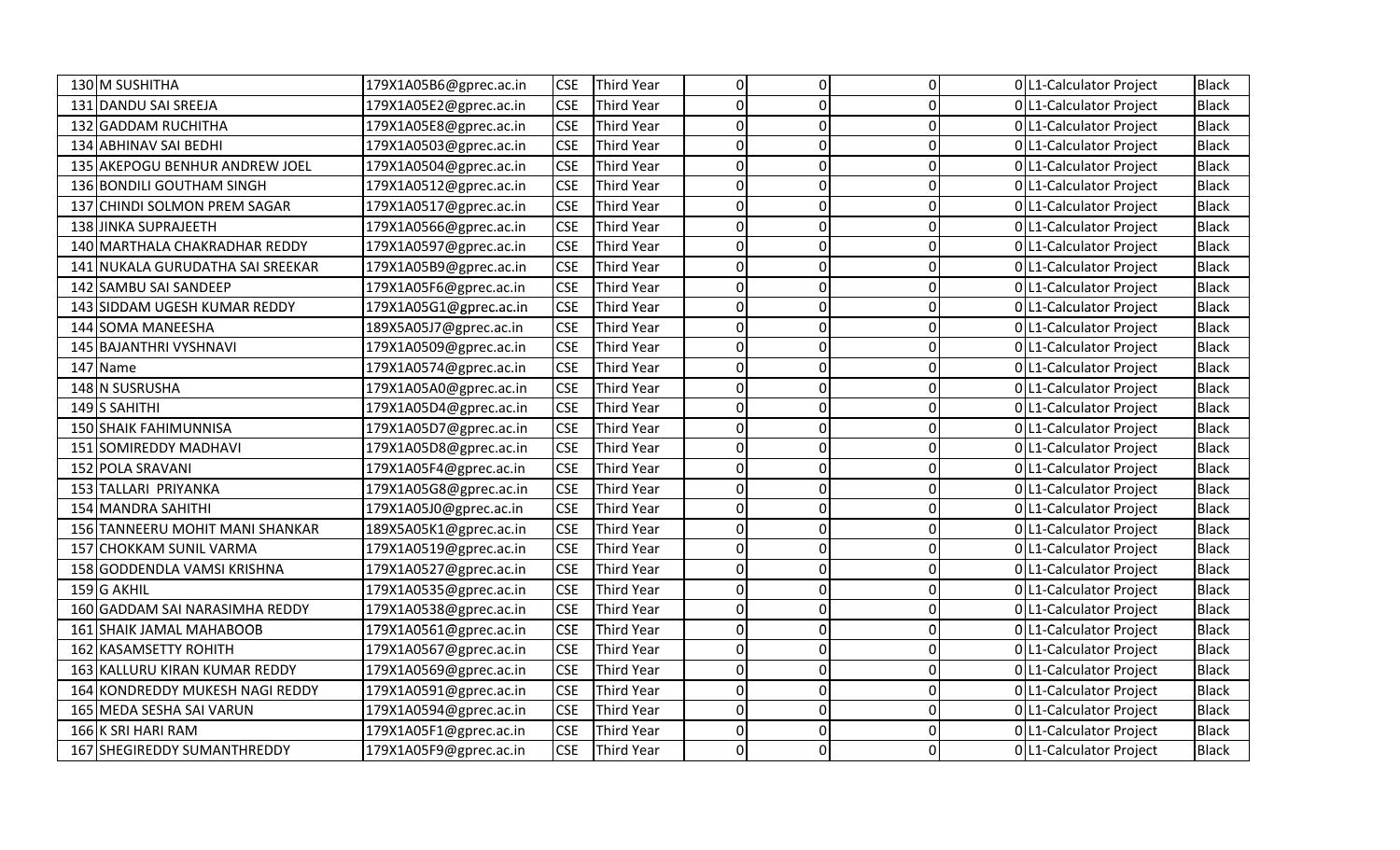| | | | | | | | | | |
|---|---|---|---|---|---|---|---|---|---|
| 130 | M SUSHITHA | 179X1A05B6@gprec.ac.in | CSE | Third Year | 0 | 0 | 0 | 0 | L1-Calculator Project | Black |
| 131 | DANDU SAI SREEJA | 179X1A05E2@gprec.ac.in | CSE | Third Year | 0 | 0 | 0 | 0 | L1-Calculator Project | Black |
| 132 | GADDAM RUCHITHA | 179X1A05E8@gprec.ac.in | CSE | Third Year | 0 | 0 | 0 | 0 | L1-Calculator Project | Black |
| 134 | ABHINAV SAI BEDHI | 179X1A0503@gprec.ac.in | CSE | Third Year | 0 | 0 | 0 | 0 | L1-Calculator Project | Black |
| 135 | AKEPOGU BENHUR ANDREW JOEL | 179X1A0504@gprec.ac.in | CSE | Third Year | 0 | 0 | 0 | 0 | L1-Calculator Project | Black |
| 136 | BONDILI GOUTHAM SINGH | 179X1A0512@gprec.ac.in | CSE | Third Year | 0 | 0 | 0 | 0 | L1-Calculator Project | Black |
| 137 | CHINDI SOLMON PREM SAGAR | 179X1A0517@gprec.ac.in | CSE | Third Year | 0 | 0 | 0 | 0 | L1-Calculator Project | Black |
| 138 | JINKA SUPRAJEETH | 179X1A0566@gprec.ac.in | CSE | Third Year | 0 | 0 | 0 | 0 | L1-Calculator Project | Black |
| 140 | MARTHALA CHAKRADHAR REDDY | 179X1A0597@gprec.ac.in | CSE | Third Year | 0 | 0 | 0 | 0 | L1-Calculator Project | Black |
| 141 | NUKALA GURUDATHA SAI SREEKAR | 179X1A05B9@gprec.ac.in | CSE | Third Year | 0 | 0 | 0 | 0 | L1-Calculator Project | Black |
| 142 | SAMBU SAI SANDEEP | 179X1A05F6@gprec.ac.in | CSE | Third Year | 0 | 0 | 0 | 0 | L1-Calculator Project | Black |
| 143 | SIDDAM UGESH KUMAR REDDY | 179X1A05G1@gprec.ac.in | CSE | Third Year | 0 | 0 | 0 | 0 | L1-Calculator Project | Black |
| 144 | SOMA MANEESHA | 189X5A05J7@gprec.ac.in | CSE | Third Year | 0 | 0 | 0 | 0 | L1-Calculator Project | Black |
| 145 | BAJANTHRI VYSHNAVI | 179X1A0509@gprec.ac.in | CSE | Third Year | 0 | 0 | 0 | 0 | L1-Calculator Project | Black |
| 147 | Name | 179X1A0574@gprec.ac.in | CSE | Third Year | 0 | 0 | 0 | 0 | L1-Calculator Project | Black |
| 148 | N SUSRUSHA | 179X1A05A0@gprec.ac.in | CSE | Third Year | 0 | 0 | 0 | 0 | L1-Calculator Project | Black |
| 149 | S SAHITHI | 179X1A05D4@gprec.ac.in | CSE | Third Year | 0 | 0 | 0 | 0 | L1-Calculator Project | Black |
| 150 | SHAIK FAHIMUNNISA | 179X1A05D7@gprec.ac.in | CSE | Third Year | 0 | 0 | 0 | 0 | L1-Calculator Project | Black |
| 151 | SOMIREDDY MADHAVI | 179X1A05D8@gprec.ac.in | CSE | Third Year | 0 | 0 | 0 | 0 | L1-Calculator Project | Black |
| 152 | POLA SRAVANI | 179X1A05F4@gprec.ac.in | CSE | Third Year | 0 | 0 | 0 | 0 | L1-Calculator Project | Black |
| 153 | TALLARI PRIYANKA | 179X1A05G8@gprec.ac.in | CSE | Third Year | 0 | 0 | 0 | 0 | L1-Calculator Project | Black |
| 154 | MANDRA SAHITHI | 179X1A05J0@gprec.ac.in | CSE | Third Year | 0 | 0 | 0 | 0 | L1-Calculator Project | Black |
| 156 | TANNEERU MOHIT MANI SHANKAR | 189X5A05K1@gprec.ac.in | CSE | Third Year | 0 | 0 | 0 | 0 | L1-Calculator Project | Black |
| 157 | CHOKKAM SUNIL VARMA | 179X1A0519@gprec.ac.in | CSE | Third Year | 0 | 0 | 0 | 0 | L1-Calculator Project | Black |
| 158 | GODDENDLA VAMSI KRISHNA | 179X1A0527@gprec.ac.in | CSE | Third Year | 0 | 0 | 0 | 0 | L1-Calculator Project | Black |
| 159 | G AKHIL | 179X1A0535@gprec.ac.in | CSE | Third Year | 0 | 0 | 0 | 0 | L1-Calculator Project | Black |
| 160 | GADDAM SAI NARASIMHA REDDY | 179X1A0538@gprec.ac.in | CSE | Third Year | 0 | 0 | 0 | 0 | L1-Calculator Project | Black |
| 161 | SHAIK JAMAL MAHABOOB | 179X1A0561@gprec.ac.in | CSE | Third Year | 0 | 0 | 0 | 0 | L1-Calculator Project | Black |
| 162 | KASAMSETTY ROHITH | 179X1A0567@gprec.ac.in | CSE | Third Year | 0 | 0 | 0 | 0 | L1-Calculator Project | Black |
| 163 | KALLURU KIRAN KUMAR REDDY | 179X1A0569@gprec.ac.in | CSE | Third Year | 0 | 0 | 0 | 0 | L1-Calculator Project | Black |
| 164 | KONDREDDY MUKESH NAGI REDDY | 179X1A0591@gprec.ac.in | CSE | Third Year | 0 | 0 | 0 | 0 | L1-Calculator Project | Black |
| 165 | MEDA SESHA SAI VARUN | 179X1A0594@gprec.ac.in | CSE | Third Year | 0 | 0 | 0 | 0 | L1-Calculator Project | Black |
| 166 | K SRI HARI RAM | 179X1A05F1@gprec.ac.in | CSE | Third Year | 0 | 0 | 0 | 0 | L1-Calculator Project | Black |
| 167 | SHEGIREDDY SUMANTHREDDY | 179X1A05F9@gprec.ac.in | CSE | Third Year | 0 | 0 | 0 | 0 | L1-Calculator Project | Black |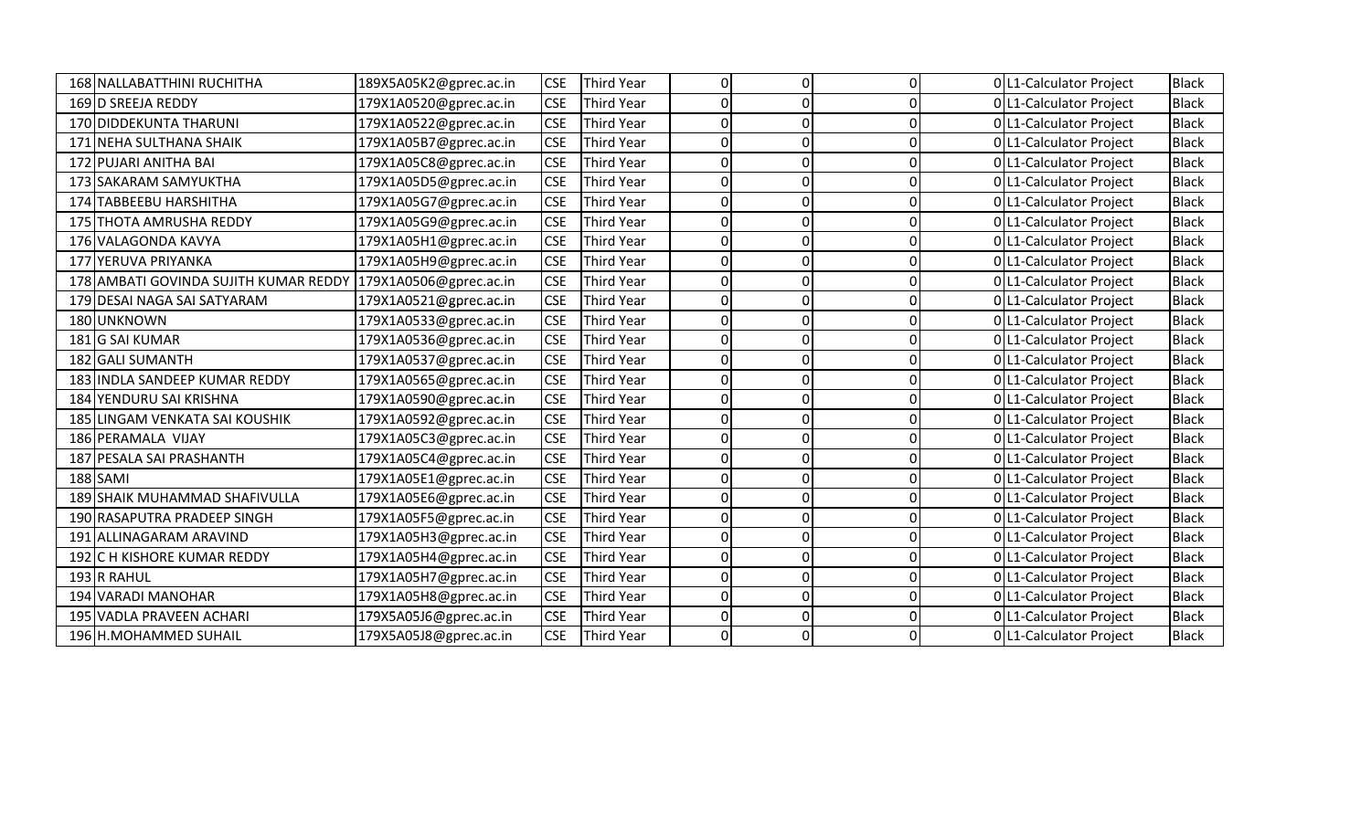| | | | | | | | | | |
|---|---|---|---|---|---|---|---|---|---|
| 168 | NALLABATTHINI RUCHITHA | 189X5A05K2@gprec.ac.in | CSE | Third Year | 0 | 0 | 0 | 0 | L1-Calculator Project | Black |
| 169 | D SREEJA REDDY | 179X1A0520@gprec.ac.in | CSE | Third Year | 0 | 0 | 0 | 0 | L1-Calculator Project | Black |
| 170 | DIDDEKUNTA THARUNI | 179X1A0522@gprec.ac.in | CSE | Third Year | 0 | 0 | 0 | 0 | L1-Calculator Project | Black |
| 171 | NEHA SULTHANA SHAIK | 179X1A05B7@gprec.ac.in | CSE | Third Year | 0 | 0 | 0 | 0 | L1-Calculator Project | Black |
| 172 | PUJARI ANITHA BAI | 179X1A05C8@gprec.ac.in | CSE | Third Year | 0 | 0 | 0 | 0 | L1-Calculator Project | Black |
| 173 | SAKARAM SAMYUKTHA | 179X1A05D5@gprec.ac.in | CSE | Third Year | 0 | 0 | 0 | 0 | L1-Calculator Project | Black |
| 174 | TABBEEBU HARSHITHA | 179X1A05G7@gprec.ac.in | CSE | Third Year | 0 | 0 | 0 | 0 | L1-Calculator Project | Black |
| 175 | THOTA AMRUSHA REDDY | 179X1A05G9@gprec.ac.in | CSE | Third Year | 0 | 0 | 0 | 0 | L1-Calculator Project | Black |
| 176 | VALAGONDA KAVYA | 179X1A05H1@gprec.ac.in | CSE | Third Year | 0 | 0 | 0 | 0 | L1-Calculator Project | Black |
| 177 | YERUVA PRIYANKA | 179X1A05H9@gprec.ac.in | CSE | Third Year | 0 | 0 | 0 | 0 | L1-Calculator Project | Black |
| 178 | AMBATI GOVINDA SUJITH KUMAR REDDY | 179X1A0506@gprec.ac.in | CSE | Third Year | 0 | 0 | 0 | 0 | L1-Calculator Project | Black |
| 179 | DESAI NAGA SAI SATYARAM | 179X1A0521@gprec.ac.in | CSE | Third Year | 0 | 0 | 0 | 0 | L1-Calculator Project | Black |
| 180 | UNKNOWN | 179X1A0533@gprec.ac.in | CSE | Third Year | 0 | 0 | 0 | 0 | L1-Calculator Project | Black |
| 181 | G SAI KUMAR | 179X1A0536@gprec.ac.in | CSE | Third Year | 0 | 0 | 0 | 0 | L1-Calculator Project | Black |
| 182 | GALI SUMANTH | 179X1A0537@gprec.ac.in | CSE | Third Year | 0 | 0 | 0 | 0 | L1-Calculator Project | Black |
| 183 | INDLA SANDEEP KUMAR REDDY | 179X1A0565@gprec.ac.in | CSE | Third Year | 0 | 0 | 0 | 0 | L1-Calculator Project | Black |
| 184 | YENDURU SAI KRISHNA | 179X1A0590@gprec.ac.in | CSE | Third Year | 0 | 0 | 0 | 0 | L1-Calculator Project | Black |
| 185 | LINGAM VENKATA SAI KOUSHIK | 179X1A0592@gprec.ac.in | CSE | Third Year | 0 | 0 | 0 | 0 | L1-Calculator Project | Black |
| 186 | PERAMALA VIJAY | 179X1A05C3@gprec.ac.in | CSE | Third Year | 0 | 0 | 0 | 0 | L1-Calculator Project | Black |
| 187 | PESALA SAI PRASHANTH | 179X1A05C4@gprec.ac.in | CSE | Third Year | 0 | 0 | 0 | 0 | L1-Calculator Project | Black |
| 188 | SAMI | 179X1A05E1@gprec.ac.in | CSE | Third Year | 0 | 0 | 0 | 0 | L1-Calculator Project | Black |
| 189 | SHAIK MUHAMMAD SHAFIVULLA | 179X1A05E6@gprec.ac.in | CSE | Third Year | 0 | 0 | 0 | 0 | L1-Calculator Project | Black |
| 190 | RASAPUTRA PRADEEP SINGH | 179X1A05F5@gprec.ac.in | CSE | Third Year | 0 | 0 | 0 | 0 | L1-Calculator Project | Black |
| 191 | ALLINAGARAM ARAVIND | 179X1A05H3@gprec.ac.in | CSE | Third Year | 0 | 0 | 0 | 0 | L1-Calculator Project | Black |
| 192 | C H KISHORE KUMAR REDDY | 179X1A05H4@gprec.ac.in | CSE | Third Year | 0 | 0 | 0 | 0 | L1-Calculator Project | Black |
| 193 | R RAHUL | 179X1A05H7@gprec.ac.in | CSE | Third Year | 0 | 0 | 0 | 0 | L1-Calculator Project | Black |
| 194 | VARADI MANOHAR | 179X1A05H8@gprec.ac.in | CSE | Third Year | 0 | 0 | 0 | 0 | L1-Calculator Project | Black |
| 195 | VADLA PRAVEEN ACHARI | 179X5A05J6@gprec.ac.in | CSE | Third Year | 0 | 0 | 0 | 0 | L1-Calculator Project | Black |
| 196 | H.MOHAMMED SUHAIL | 179X5A05J8@gprec.ac.in | CSE | Third Year | 0 | 0 | 0 | 0 | L1-Calculator Project | Black |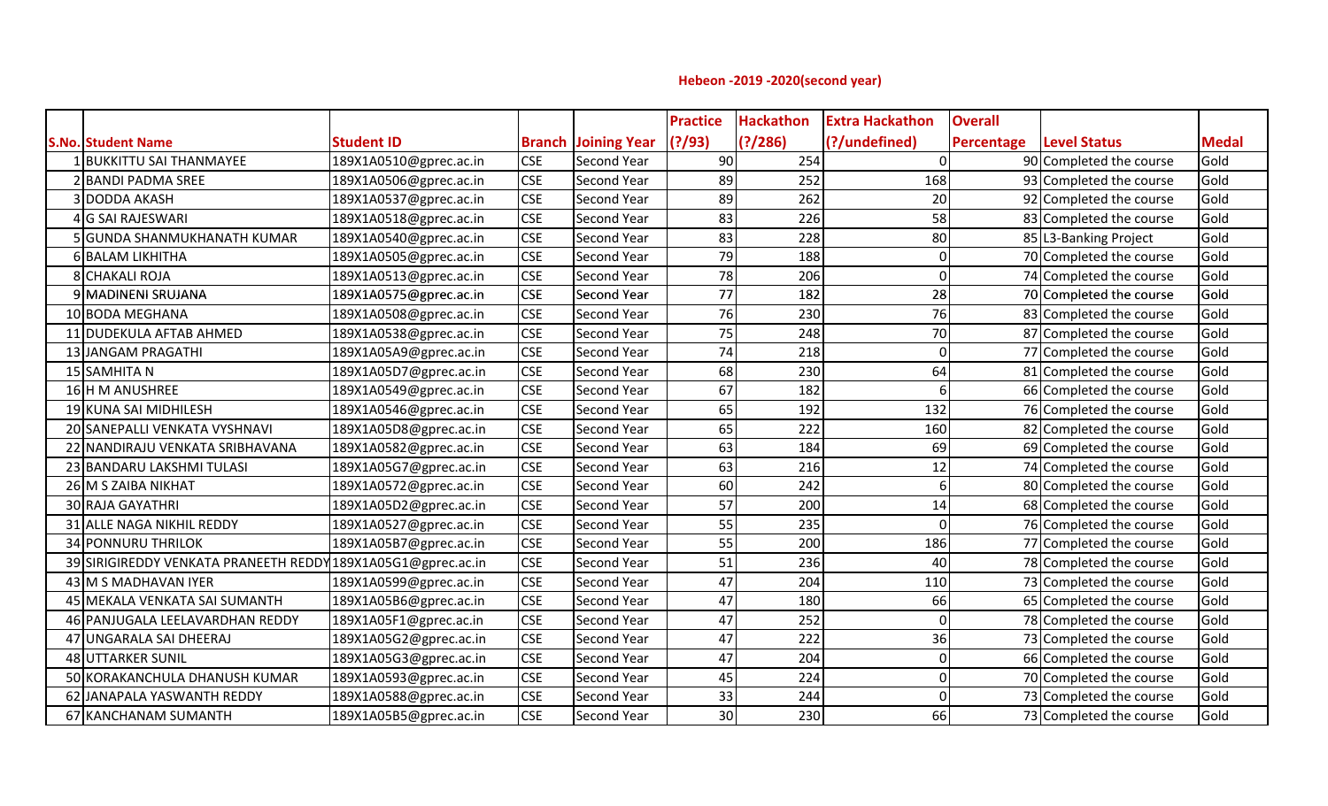## Hebeon -2019 -2020(second year)

| S.No. | Student Name | Student ID | Branch | Joining Year | Practice (?/93) | Hackathon (?/286) | Extra Hackathon (?/undefined) | Overall Percentage | Level Status | Medal |
|---|---|---|---|---|---|---|---|---|---|---|
| 1 | BUKKITTU SAI THANMAYEE | 189X1A0510@gprec.ac.in | CSE | Second Year | 90 | 254 | 0 | 90 | Completed the course | Gold |
| 2 | BANDI PADMA SREE | 189X1A0506@gprec.ac.in | CSE | Second Year | 89 | 252 | 168 | 93 | Completed the course | Gold |
| 3 | DODDA AKASH | 189X1A0537@gprec.ac.in | CSE | Second Year | 89 | 262 | 20 | 92 | Completed the course | Gold |
| 4 | G SAI RAJESWARI | 189X1A0518@gprec.ac.in | CSE | Second Year | 83 | 226 | 58 | 83 | Completed the course | Gold |
| 5 | GUNDA SHANMUKHANATH KUMAR | 189X1A0540@gprec.ac.in | CSE | Second Year | 83 | 228 | 80 | 85 | L3-Banking Project | Gold |
| 6 | BALAM LIKHITHA | 189X1A0505@gprec.ac.in | CSE | Second Year | 79 | 188 | 0 | 70 | Completed the course | Gold |
| 8 | CHAKALI ROJA | 189X1A0513@gprec.ac.in | CSE | Second Year | 78 | 206 | 0 | 74 | Completed the course | Gold |
| 9 | MADINENI SRUJANA | 189X1A0575@gprec.ac.in | CSE | Second Year | 77 | 182 | 28 | 70 | Completed the course | Gold |
| 10 | BODA MEGHANA | 189X1A0508@gprec.ac.in | CSE | Second Year | 76 | 230 | 76 | 83 | Completed the course | Gold |
| 11 | DUDEKULA AFTAB AHMED | 189X1A0538@gprec.ac.in | CSE | Second Year | 75 | 248 | 70 | 87 | Completed the course | Gold |
| 13 | JANGAM PRAGATHI | 189X1A05A9@gprec.ac.in | CSE | Second Year | 74 | 218 | 0 | 77 | Completed the course | Gold |
| 15 | SAMHITA N | 189X1A05D7@gprec.ac.in | CSE | Second Year | 68 | 230 | 64 | 81 | Completed the course | Gold |
| 16 | H M ANUSHREE | 189X1A0549@gprec.ac.in | CSE | Second Year | 67 | 182 | 6 | 66 | Completed the course | Gold |
| 19 | KUNA SAI MIDHILESH | 189X1A0546@gprec.ac.in | CSE | Second Year | 65 | 192 | 132 | 76 | Completed the course | Gold |
| 20 | SANEPALLI VENKATA VYSHNAVI | 189X1A05D8@gprec.ac.in | CSE | Second Year | 65 | 222 | 160 | 82 | Completed the course | Gold |
| 22 | NANDIRAJU VENKATA SRIBHAVANA | 189X1A0582@gprec.ac.in | CSE | Second Year | 63 | 184 | 69 | 69 | Completed the course | Gold |
| 23 | BANDARU LAKSHMI TULASI | 189X1A05G7@gprec.ac.in | CSE | Second Year | 63 | 216 | 12 | 74 | Completed the course | Gold |
| 26 | M S ZAIBA NIKHAT | 189X1A0572@gprec.ac.in | CSE | Second Year | 60 | 242 | 6 | 80 | Completed the course | Gold |
| 30 | RAJA GAYATHRI | 189X1A05D2@gprec.ac.in | CSE | Second Year | 57 | 200 | 14 | 68 | Completed the course | Gold |
| 31 | ALLE NAGA NIKHIL REDDY | 189X1A0527@gprec.ac.in | CSE | Second Year | 55 | 235 | 0 | 76 | Completed the course | Gold |
| 34 | PONNURU THRILOK | 189X1A05B7@gprec.ac.in | CSE | Second Year | 55 | 200 | 186 | 77 | Completed the course | Gold |
| 39 | SIRIGIREDDY VENKATA PRANEETH REDDY | 189X1A05G1@gprec.ac.in | CSE | Second Year | 51 | 236 | 40 | 78 | Completed the course | Gold |
| 43 | M S MADHAVAN IYER | 189X1A0599@gprec.ac.in | CSE | Second Year | 47 | 204 | 110 | 73 | Completed the course | Gold |
| 45 | MEKALA VENKATA SAI SUMANTH | 189X1A05B6@gprec.ac.in | CSE | Second Year | 47 | 180 | 66 | 65 | Completed the course | Gold |
| 46 | PANJUGALA LEELAVARDHAN REDDY | 189X1A05F1@gprec.ac.in | CSE | Second Year | 47 | 252 | 0 | 78 | Completed the course | Gold |
| 47 | UNGARALA SAI DHEERAJ | 189X1A05G2@gprec.ac.in | CSE | Second Year | 47 | 222 | 36 | 73 | Completed the course | Gold |
| 48 | UTTARKER SUNIL | 189X1A05G3@gprec.ac.in | CSE | Second Year | 47 | 204 | 0 | 66 | Completed the course | Gold |
| 50 | KORAKANCHULA DHANUSH KUMAR | 189X1A0593@gprec.ac.in | CSE | Second Year | 45 | 224 | 0 | 70 | Completed the course | Gold |
| 62 | JANAPALA YASWANTH REDDY | 189X1A0588@gprec.ac.in | CSE | Second Year | 33 | 244 | 0 | 73 | Completed the course | Gold |
| 67 | KANCHANAM SUMANTH | 189X1A05B5@gprec.ac.in | CSE | Second Year | 30 | 230 | 66 | 73 | Completed the course | Gold |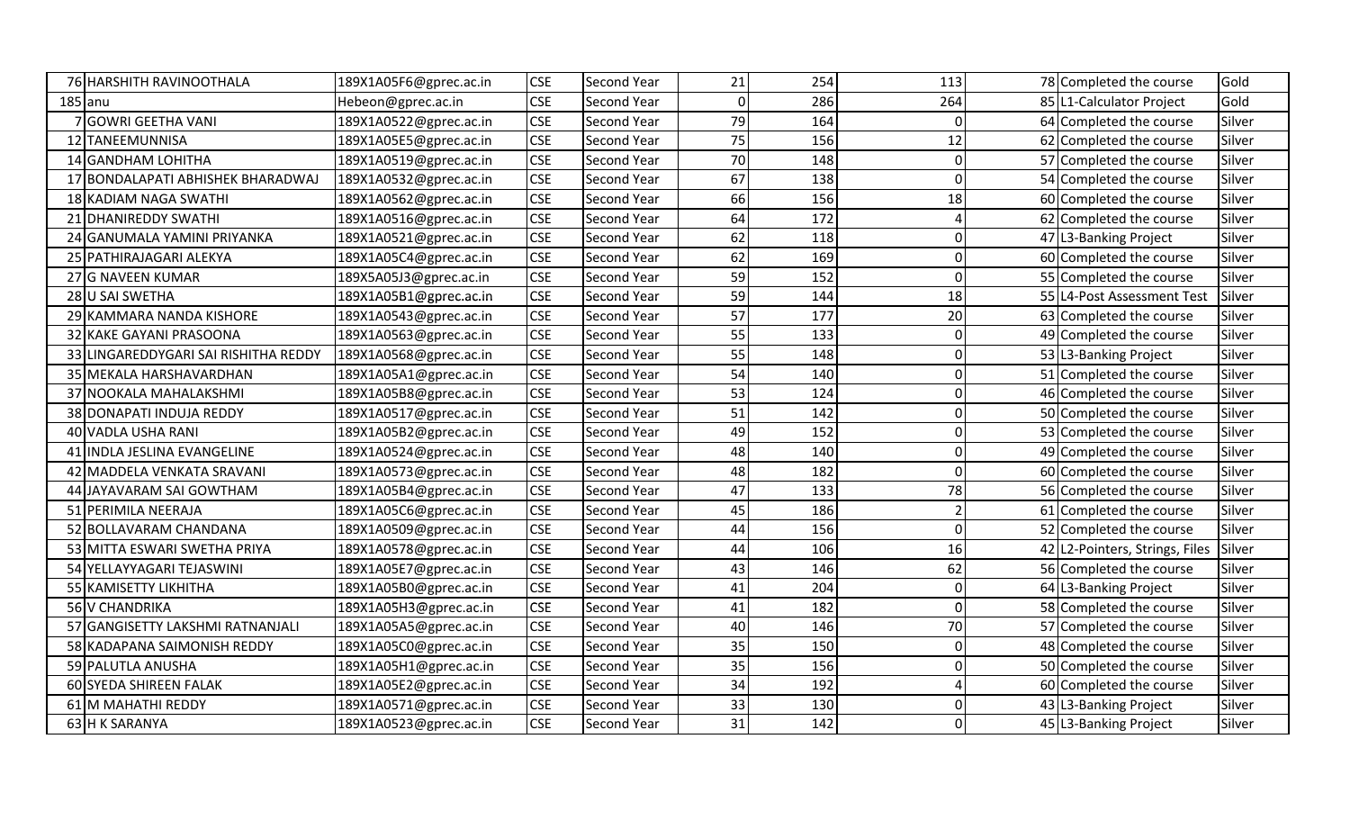| | | | | | | | | | |
|---|---|---|---|---|---|---|---|---|---|
| 76 | HARSHITH RAVINOOTHALA | 189X1A05F6@gprec.ac.in | CSE | Second Year | 21 | 254 | 113 | 78 | Completed the course | Gold |
| 185 | anu | Hebeon@gprec.ac.in | CSE | Second Year | 0 | 286 | 264 | 85 | L1-Calculator Project | Gold |
| 7 | GOWRI GEETHA VANI | 189X1A0522@gprec.ac.in | CSE | Second Year | 79 | 164 | 0 | 64 | Completed the course | Silver |
| 12 | TANEEMUNNISA | 189X1A05E5@gprec.ac.in | CSE | Second Year | 75 | 156 | 12 | 62 | Completed the course | Silver |
| 14 | GANDHAM LOHITHA | 189X1A0519@gprec.ac.in | CSE | Second Year | 70 | 148 | 0 | 57 | Completed the course | Silver |
| 17 | BONDALAPATI ABHISHEK BHARADWAJ | 189X1A0532@gprec.ac.in | CSE | Second Year | 67 | 138 | 0 | 54 | Completed the course | Silver |
| 18 | KADIAM NAGA SWATHI | 189X1A0562@gprec.ac.in | CSE | Second Year | 66 | 156 | 18 | 60 | Completed the course | Silver |
| 21 | DHANIREDDY SWATHI | 189X1A0516@gprec.ac.in | CSE | Second Year | 64 | 172 | 4 | 62 | Completed the course | Silver |
| 24 | GANUMALA YAMINI PRIYANKA | 189X1A0521@gprec.ac.in | CSE | Second Year | 62 | 118 | 0 | 47 | L3-Banking Project | Silver |
| 25 | PATHIRAJAGARI ALEKYA | 189X1A05C4@gprec.ac.in | CSE | Second Year | 62 | 169 | 0 | 60 | Completed the course | Silver |
| 27 | G NAVEEN KUMAR | 189X5A05J3@gprec.ac.in | CSE | Second Year | 59 | 152 | 0 | 55 | Completed the course | Silver |
| 28 | U SAI SWETHA | 189X1A05B1@gprec.ac.in | CSE | Second Year | 59 | 144 | 18 | 55 | L4-Post Assessment Test | Silver |
| 29 | KAMMARA NANDA KISHORE | 189X1A0543@gprec.ac.in | CSE | Second Year | 57 | 177 | 20 | 63 | Completed the course | Silver |
| 32 | KAKE GAYANI PRASOONA | 189X1A0563@gprec.ac.in | CSE | Second Year | 55 | 133 | 0 | 49 | Completed the course | Silver |
| 33 | LINGAREDDYGARI SAI RISHITHA REDDY | 189X1A0568@gprec.ac.in | CSE | Second Year | 55 | 148 | 0 | 53 | L3-Banking Project | Silver |
| 35 | MEKALA HARSHAVARDHAN | 189X1A05A1@gprec.ac.in | CSE | Second Year | 54 | 140 | 0 | 51 | Completed the course | Silver |
| 37 | NOOKALA MAHALAKSHMI | 189X1A05B8@gprec.ac.in | CSE | Second Year | 53 | 124 | 0 | 46 | Completed the course | Silver |
| 38 | DONAPATI INDUJA REDDY | 189X1A0517@gprec.ac.in | CSE | Second Year | 51 | 142 | 0 | 50 | Completed the course | Silver |
| 40 | VADLA USHA RANI | 189X1A05B2@gprec.ac.in | CSE | Second Year | 49 | 152 | 0 | 53 | Completed the course | Silver |
| 41 | INDLA JESLINA EVANGELINE | 189X1A0524@gprec.ac.in | CSE | Second Year | 48 | 140 | 0 | 49 | Completed the course | Silver |
| 42 | MADDELA VENKATA SRAVANI | 189X1A0573@gprec.ac.in | CSE | Second Year | 48 | 182 | 0 | 60 | Completed the course | Silver |
| 44 | JAYAVARAM SAI GOWTHAM | 189X1A05B4@gprec.ac.in | CSE | Second Year | 47 | 133 | 78 | 56 | Completed the course | Silver |
| 51 | PERIMILA NEERAJA | 189X1A05C6@gprec.ac.in | CSE | Second Year | 45 | 186 | 2 | 61 | Completed the course | Silver |
| 52 | BOLLAVARAM CHANDANA | 189X1A0509@gprec.ac.in | CSE | Second Year | 44 | 156 | 0 | 52 | Completed the course | Silver |
| 53 | MITTA ESWARI SWETHA PRIYA | 189X1A0578@gprec.ac.in | CSE | Second Year | 44 | 106 | 16 | 42 | L2-Pointers, Strings, Files | Silver |
| 54 | YELLAYYAGARI TEJASWINI | 189X1A05E7@gprec.ac.in | CSE | Second Year | 43 | 146 | 62 | 56 | Completed the course | Silver |
| 55 | KAMISETTY LIKHITHA | 189X1A05B0@gprec.ac.in | CSE | Second Year | 41 | 204 | 0 | 64 | L3-Banking Project | Silver |
| 56 | V CHANDRIKA | 189X1A05H3@gprec.ac.in | CSE | Second Year | 41 | 182 | 0 | 58 | Completed the course | Silver |
| 57 | GANGISETTY LAKSHMI RATNANJALI | 189X1A05A5@gprec.ac.in | CSE | Second Year | 40 | 146 | 70 | 57 | Completed the course | Silver |
| 58 | KADAPANA SAIMONISH REDDY | 189X1A05C0@gprec.ac.in | CSE | Second Year | 35 | 150 | 0 | 48 | Completed the course | Silver |
| 59 | PALUTLA ANUSHA | 189X1A05H1@gprec.ac.in | CSE | Second Year | 35 | 156 | 0 | 50 | Completed the course | Silver |
| 60 | SYEDA SHIREEN FALAK | 189X1A05E2@gprec.ac.in | CSE | Second Year | 34 | 192 | 4 | 60 | Completed the course | Silver |
| 61 | M MAHATHI REDDY | 189X1A0571@gprec.ac.in | CSE | Second Year | 33 | 130 | 0 | 43 | L3-Banking Project | Silver |
| 63 | H K SARANYA | 189X1A0523@gprec.ac.in | CSE | Second Year | 31 | 142 | 0 | 45 | L3-Banking Project | Silver |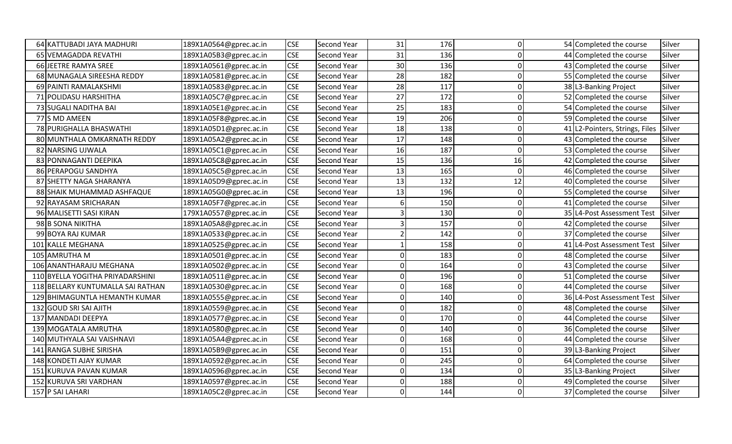| | | | | | | | | | |
|---|---|---|---|---|---|---|---|---|---|
| 64 | KATTUBADI JAYA MADHURI | 189X1A0564@gprec.ac.in | CSE | Second Year | 31 | 176 | 0 | 54 | Completed the course | Silver |
| 65 | VEMAGADDA REVATHI | 189X1A05B3@gprec.ac.in | CSE | Second Year | 31 | 136 | 0 | 44 | Completed the course | Silver |
| 66 | JEETRE RAMYA SREE | 189X1A0561@gprec.ac.in | CSE | Second Year | 30 | 136 | 0 | 43 | Completed the course | Silver |
| 68 | MUNAGALA SIREESHA REDDY | 189X1A0581@gprec.ac.in | CSE | Second Year | 28 | 182 | 0 | 55 | Completed the course | Silver |
| 69 | PAINTI RAMALAKSHMI | 189X1A0583@gprec.ac.in | CSE | Second Year | 28 | 117 | 0 | 38 | L3-Banking Project | Silver |
| 71 | POLIDASU HARSHITHA | 189X1A05C7@gprec.ac.in | CSE | Second Year | 27 | 172 | 0 | 52 | Completed the course | Silver |
| 73 | SUGALI NADITHA BAI | 189X1A05E1@gprec.ac.in | CSE | Second Year | 25 | 183 | 0 | 54 | Completed the course | Silver |
| 77 | S MD AMEEN | 189X1A05F8@gprec.ac.in | CSE | Second Year | 19 | 206 | 0 | 59 | Completed the course | Silver |
| 78 | PURIGHALLA BHASWATHI | 189X1A05D1@gprec.ac.in | CSE | Second Year | 18 | 138 | 0 | 41 | L2-Pointers, Strings, Files | Silver |
| 80 | MUNTHALA OMKARNATH REDDY | 189X1A05A2@gprec.ac.in | CSE | Second Year | 17 | 148 | 0 | 43 | Completed the course | Silver |
| 82 | NARSING UJWALA | 189X1A05C1@gprec.ac.in | CSE | Second Year | 16 | 187 | 0 | 53 | Completed the course | Silver |
| 83 | PONNAGANTI DEEPIKA | 189X1A05C8@gprec.ac.in | CSE | Second Year | 15 | 136 | 16 | 42 | Completed the course | Silver |
| 86 | PERAPOGU SANDHYA | 189X1A05C5@gprec.ac.in | CSE | Second Year | 13 | 165 | 0 | 46 | Completed the course | Silver |
| 87 | SHETTY NAGA SHARANYA | 189X1A05D9@gprec.ac.in | CSE | Second Year | 13 | 132 | 12 | 40 | Completed the course | Silver |
| 88 | SHAIK MUHAMMAD ASHFAQUE | 189X1A05G0@gprec.ac.in | CSE | Second Year | 13 | 196 | 0 | 55 | Completed the course | Silver |
| 92 | RAYASAM SRICHARAN | 189X1A05F7@gprec.ac.in | CSE | Second Year | 6 | 150 | 0 | 41 | Completed the course | Silver |
| 96 | MALISETTI SASI KIRAN | 179X1A0557@gprec.ac.in | CSE | Second Year | 3 | 130 | 0 | 35 | L4-Post Assessment Test | Silver |
| 98 | B SONA NIKITHA | 189X1A05A8@gprec.ac.in | CSE | Second Year | 3 | 157 | 0 | 42 | Completed the course | Silver |
| 99 | BOYA RAJ KUMAR | 189X1A0533@gprec.ac.in | CSE | Second Year | 2 | 142 | 0 | 37 | Completed the course | Silver |
| 101 | KALLE MEGHANA | 189X1A0525@gprec.ac.in | CSE | Second Year | 1 | 158 | 0 | 41 | L4-Post Assessment Test | Silver |
| 105 | AMRUTHA M | 189X1A0501@gprec.ac.in | CSE | Second Year | 0 | 183 | 0 | 48 | Completed the course | Silver |
| 106 | ANANTHARAJU MEGHANA | 189X1A0502@gprec.ac.in | CSE | Second Year | 0 | 164 | 0 | 43 | Completed the course | Silver |
| 110 | BYELLA YOGITHA PRIYADARSHINI | 189X1A0511@gprec.ac.in | CSE | Second Year | 0 | 196 | 0 | 51 | Completed the course | Silver |
| 118 | BELLARY KUNTUMALLA SAI RATHAN | 189X1A0530@gprec.ac.in | CSE | Second Year | 0 | 168 | 0 | 44 | Completed the course | Silver |
| 129 | BHIMAGUNTLA HEMANTH KUMAR | 189X1A0555@gprec.ac.in | CSE | Second Year | 0 | 140 | 0 | 36 | L4-Post Assessment Test | Silver |
| 132 | GOUD SRI SAI AJITH | 189X1A0559@gprec.ac.in | CSE | Second Year | 0 | 182 | 0 | 48 | Completed the course | Silver |
| 137 | MANDADI DEEPYA | 189X1A0577@gprec.ac.in | CSE | Second Year | 0 | 170 | 0 | 44 | Completed the course | Silver |
| 139 | MOGATALA AMRUTHA | 189X1A0580@gprec.ac.in | CSE | Second Year | 0 | 140 | 0 | 36 | Completed the course | Silver |
| 140 | MUTHYALA SAI VAISHNAVI | 189X1A05A4@gprec.ac.in | CSE | Second Year | 0 | 168 | 0 | 44 | Completed the course | Silver |
| 141 | RANGA SUBHE SIRISHA | 189X1A05B9@gprec.ac.in | CSE | Second Year | 0 | 151 | 0 | 39 | L3-Banking Project | Silver |
| 148 | KONDETI AJAY KUMAR | 189X1A0592@gprec.ac.in | CSE | Second Year | 0 | 245 | 0 | 64 | Completed the course | Silver |
| 151 | KURUVA PAVAN KUMAR | 189X1A0596@gprec.ac.in | CSE | Second Year | 0 | 134 | 0 | 35 | L3-Banking Project | Silver |
| 152 | KURUVA SRI VARDHAN | 189X1A0597@gprec.ac.in | CSE | Second Year | 0 | 188 | 0 | 49 | Completed the course | Silver |
| 157 | P SAI LAHARI | 189X1A05C2@gprec.ac.in | CSE | Second Year | 0 | 144 | 0 | 37 | Completed the course | Silver |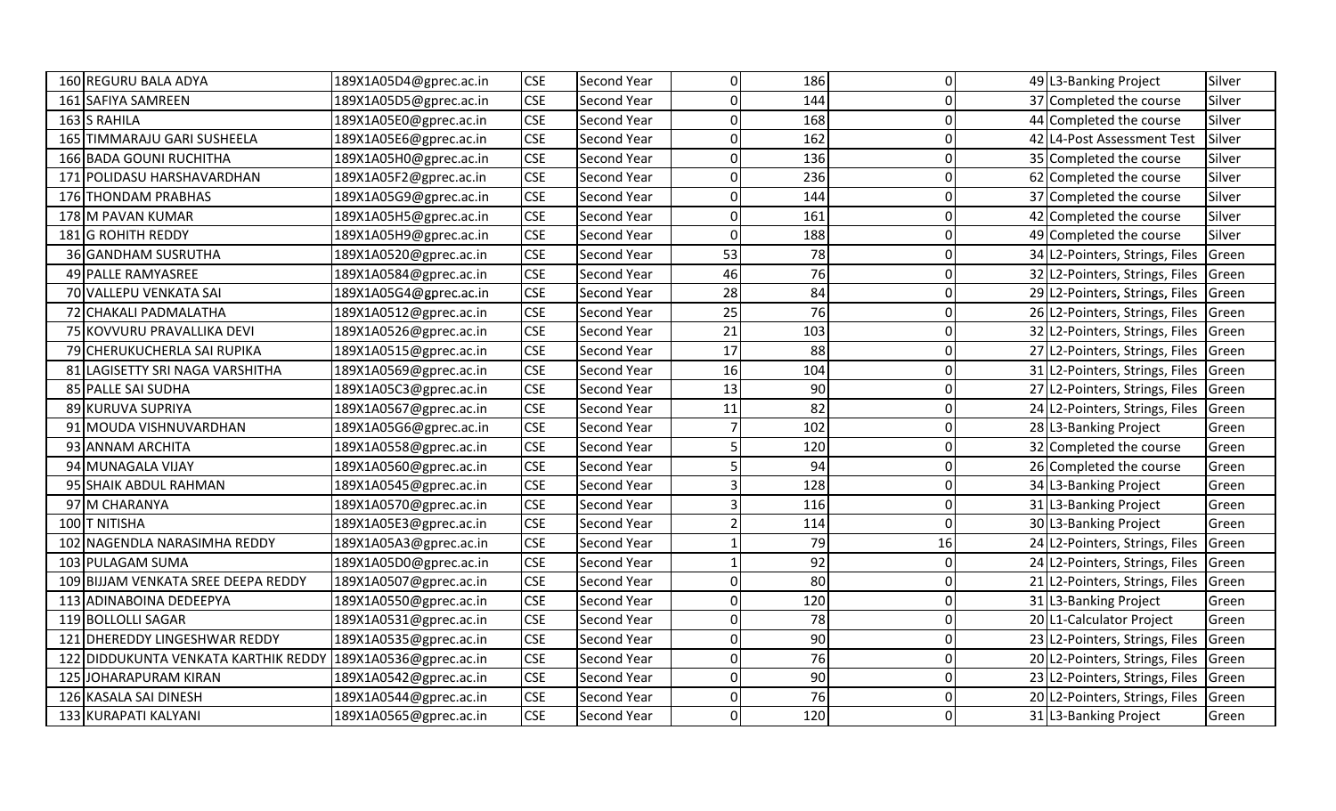| | | | | | | | | | |
|---|---|---|---|---|---|---|---|---|---|
| 160 | REGURU BALA ADYA | 189X1A05D4@gprec.ac.in | CSE | Second Year | 0 | 186 | 0 | 49 | L3-Banking Project | Silver |
| 161 | SAFIYA SAMREEN | 189X1A05D5@gprec.ac.in | CSE | Second Year | 0 | 144 | 0 | 37 | Completed the course | Silver |
| 163 | S RAHILA | 189X1A05E0@gprec.ac.in | CSE | Second Year | 0 | 168 | 0 | 44 | Completed the course | Silver |
| 165 | TIMMARAJU GARI SUSHEELA | 189X1A05E6@gprec.ac.in | CSE | Second Year | 0 | 162 | 0 | 42 | L4-Post Assessment Test | Silver |
| 166 | BADA GOUNI RUCHITHA | 189X1A05H0@gprec.ac.in | CSE | Second Year | 0 | 136 | 0 | 35 | Completed the course | Silver |
| 171 | POLIDASU HARSHAVARDHAN | 189X1A05F2@gprec.ac.in | CSE | Second Year | 0 | 236 | 0 | 62 | Completed the course | Silver |
| 176 | THONDAM PRABHAS | 189X1A05G9@gprec.ac.in | CSE | Second Year | 0 | 144 | 0 | 37 | Completed the course | Silver |
| 178 | M PAVAN KUMAR | 189X1A05H5@gprec.ac.in | CSE | Second Year | 0 | 161 | 0 | 42 | Completed the course | Silver |
| 181 | G ROHITH REDDY | 189X1A05H9@gprec.ac.in | CSE | Second Year | 0 | 188 | 0 | 49 | Completed the course | Silver |
| 36 | GANDHAM SUSRUTHA | 189X1A0520@gprec.ac.in | CSE | Second Year | 53 | 78 | 0 | 34 | L2-Pointers, Strings, Files | Green |
| 49 | PALLE RAMYASREE | 189X1A0584@gprec.ac.in | CSE | Second Year | 46 | 76 | 0 | 32 | L2-Pointers, Strings, Files | Green |
| 70 | VALLEPU VENKATA SAI | 189X1A05G4@gprec.ac.in | CSE | Second Year | 28 | 84 | 0 | 29 | L2-Pointers, Strings, Files | Green |
| 72 | CHAKALI PADMALATHA | 189X1A0512@gprec.ac.in | CSE | Second Year | 25 | 76 | 0 | 26 | L2-Pointers, Strings, Files | Green |
| 75 | KOVVURU PRAVALLIKA DEVI | 189X1A0526@gprec.ac.in | CSE | Second Year | 21 | 103 | 0 | 32 | L2-Pointers, Strings, Files | Green |
| 79 | CHERUKUCHERLA SAI RUPIKA | 189X1A0515@gprec.ac.in | CSE | Second Year | 17 | 88 | 0 | 27 | L2-Pointers, Strings, Files | Green |
| 81 | LAGISETTY SRI NAGA VARSHITHA | 189X1A0569@gprec.ac.in | CSE | Second Year | 16 | 104 | 0 | 31 | L2-Pointers, Strings, Files | Green |
| 85 | PALLE SAI SUDHA | 189X1A05C3@gprec.ac.in | CSE | Second Year | 13 | 90 | 0 | 27 | L2-Pointers, Strings, Files | Green |
| 89 | KURUVA SUPRIYA | 189X1A0567@gprec.ac.in | CSE | Second Year | 11 | 82 | 0 | 24 | L2-Pointers, Strings, Files | Green |
| 91 | MOUDA VISHNUVARDHAN | 189X1A05G6@gprec.ac.in | CSE | Second Year | 7 | 102 | 0 | 28 | L3-Banking Project | Green |
| 93 | ANNAM ARCHITA | 189X1A0558@gprec.ac.in | CSE | Second Year | 5 | 120 | 0 | 32 | Completed the course | Green |
| 94 | MUNAGALA VIJAY | 189X1A0560@gprec.ac.in | CSE | Second Year | 5 | 94 | 0 | 26 | Completed the course | Green |
| 95 | SHAIK ABDUL RAHMAN | 189X1A0545@gprec.ac.in | CSE | Second Year | 3 | 128 | 0 | 34 | L3-Banking Project | Green |
| 97 | M CHARANYA | 189X1A0570@gprec.ac.in | CSE | Second Year | 3 | 116 | 0 | 31 | L3-Banking Project | Green |
| 100 | T NITISHA | 189X1A05E3@gprec.ac.in | CSE | Second Year | 2 | 114 | 0 | 30 | L3-Banking Project | Green |
| 102 | NAGENDLA NARASIMHA REDDY | 189X1A05A3@gprec.ac.in | CSE | Second Year | 1 | 79 | 16 | 24 | L2-Pointers, Strings, Files | Green |
| 103 | PULAGAM SUMA | 189X1A05D0@gprec.ac.in | CSE | Second Year | 1 | 92 | 0 | 24 | L2-Pointers, Strings, Files | Green |
| 109 | BIJJAM VENKATA SREE DEEPA REDDY | 189X1A0507@gprec.ac.in | CSE | Second Year | 0 | 80 | 0 | 21 | L2-Pointers, Strings, Files | Green |
| 113 | ADINABOINA DEDEEPYA | 189X1A0550@gprec.ac.in | CSE | Second Year | 0 | 120 | 0 | 31 | L3-Banking Project | Green |
| 119 | BOLLOLLI SAGAR | 189X1A0531@gprec.ac.in | CSE | Second Year | 0 | 78 | 0 | 20 | L1-Calculator Project | Green |
| 121 | DHEREDDY LINGESHWAR REDDY | 189X1A0535@gprec.ac.in | CSE | Second Year | 0 | 90 | 0 | 23 | L2-Pointers, Strings, Files | Green |
| 122 | DIDDUKUNTA VENKATA KARTHIK REDDY | 189X1A0536@gprec.ac.in | CSE | Second Year | 0 | 76 | 0 | 20 | L2-Pointers, Strings, Files | Green |
| 125 | JOHARAPURAM KIRAN | 189X1A0542@gprec.ac.in | CSE | Second Year | 0 | 90 | 0 | 23 | L2-Pointers, Strings, Files | Green |
| 126 | KASALA SAI DINESH | 189X1A0544@gprec.ac.in | CSE | Second Year | 0 | 76 | 0 | 20 | L2-Pointers, Strings, Files | Green |
| 133 | KURAPATI KALYANI | 189X1A0565@gprec.ac.in | CSE | Second Year | 0 | 120 | 0 | 31 | L3-Banking Project | Green |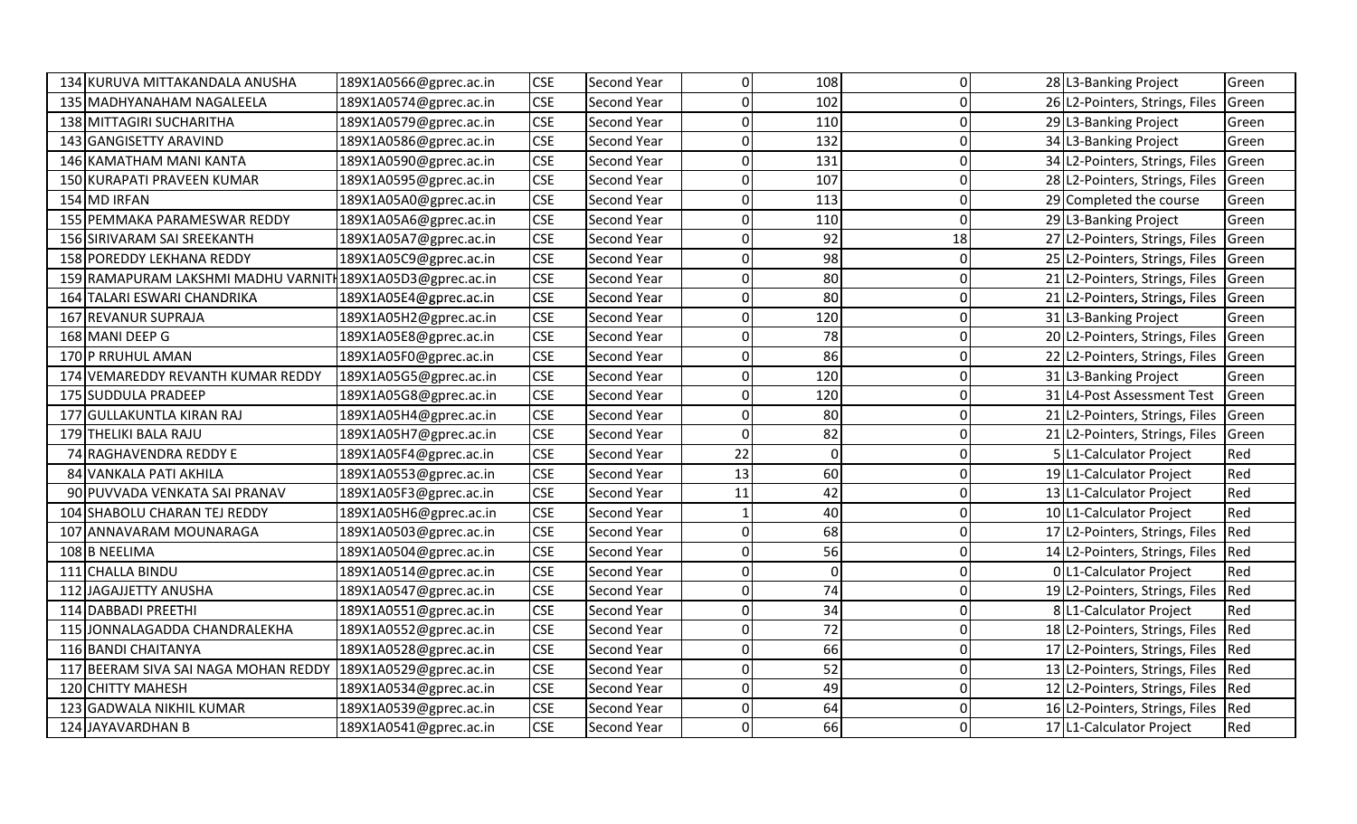| | | | | | | | | | |
|---|---|---|---|---|---|---|---|---|---|
| 134 | KURUVA MITTAKANDALA ANUSHA | 189X1A0566@gprec.ac.in | CSE | Second Year | 0 | 108 | 0 | 28 | L3-Banking Project | Green |
| 135 | MADHYANAHAM NAGALEELA | 189X1A0574@gprec.ac.in | CSE | Second Year | 0 | 102 | 0 | 26 | L2-Pointers, Strings, Files | Green |
| 138 | MITTAGIRI SUCHARITHA | 189X1A0579@gprec.ac.in | CSE | Second Year | 0 | 110 | 0 | 29 | L3-Banking Project | Green |
| 143 | GANGISETTY ARAVIND | 189X1A0586@gprec.ac.in | CSE | Second Year | 0 | 132 | 0 | 34 | L3-Banking Project | Green |
| 146 | KAMATHAM MANI KANTA | 189X1A0590@gprec.ac.in | CSE | Second Year | 0 | 131 | 0 | 34 | L2-Pointers, Strings, Files | Green |
| 150 | KURAPATI PRAVEEN KUMAR | 189X1A0595@gprec.ac.in | CSE | Second Year | 0 | 107 | 0 | 28 | L2-Pointers, Strings, Files | Green |
| 154 | MD IRFAN | 189X1A05A0@gprec.ac.in | CSE | Second Year | 0 | 113 | 0 | 29 | Completed the course | Green |
| 155 | PEMMAKA PARAMESWAR REDDY | 189X1A05A6@gprec.ac.in | CSE | Second Year | 0 | 110 | 0 | 29 | L3-Banking Project | Green |
| 156 | SIRIVARAM SAI SREEKANTH | 189X1A05A7@gprec.ac.in | CSE | Second Year | 0 | 92 | 18 | 27 | L2-Pointers, Strings, Files | Green |
| 158 | POREDDY LEKHANA REDDY | 189X1A05C9@gprec.ac.in | CSE | Second Year | 0 | 98 | 0 | 25 | L2-Pointers, Strings, Files | Green |
| 159 | RAMAPURAM LAKSHMI MADHU VARNITH | 189X1A05D3@gprec.ac.in | CSE | Second Year | 0 | 80 | 0 | 21 | L2-Pointers, Strings, Files | Green |
| 164 | TALARI ESWARI CHANDRIKA | 189X1A05E4@gprec.ac.in | CSE | Second Year | 0 | 80 | 0 | 21 | L2-Pointers, Strings, Files | Green |
| 167 | REVANUR SUPRAJA | 189X1A05H2@gprec.ac.in | CSE | Second Year | 0 | 120 | 0 | 31 | L3-Banking Project | Green |
| 168 | MANI DEEP G | 189X1A05E8@gprec.ac.in | CSE | Second Year | 0 | 78 | 0 | 20 | L2-Pointers, Strings, Files | Green |
| 170 | P RRUHUL AMAN | 189X1A05F0@gprec.ac.in | CSE | Second Year | 0 | 86 | 0 | 22 | L2-Pointers, Strings, Files | Green |
| 174 | VEMAREDDY REVANTH KUMAR REDDY | 189X1A05G5@gprec.ac.in | CSE | Second Year | 0 | 120 | 0 | 31 | L3-Banking Project | Green |
| 175 | SUDDULA PRADEEP | 189X1A05G8@gprec.ac.in | CSE | Second Year | 0 | 120 | 0 | 31 | L4-Post Assessment Test | Green |
| 177 | GULLAKUNTLA KIRAN RAJ | 189X1A05H4@gprec.ac.in | CSE | Second Year | 0 | 80 | 0 | 21 | L2-Pointers, Strings, Files | Green |
| 179 | THELIKI BALA RAJU | 189X1A05H7@gprec.ac.in | CSE | Second Year | 0 | 82 | 0 | 21 | L2-Pointers, Strings, Files | Green |
| 74 | RAGHAVENDRA REDDY E | 189X1A05F4@gprec.ac.in | CSE | Second Year | 22 | 0 | 0 | 5 | L1-Calculator Project | Red |
| 84 | VANKALA PATI AKHILA | 189X1A0553@gprec.ac.in | CSE | Second Year | 13 | 60 | 0 | 19 | L1-Calculator Project | Red |
| 90 | PUVVADA VENKATA SAI PRANAV | 189X1A05F3@gprec.ac.in | CSE | Second Year | 11 | 42 | 0 | 13 | L1-Calculator Project | Red |
| 104 | SHABOLU CHARAN TEJ REDDY | 189X1A05H6@gprec.ac.in | CSE | Second Year | 1 | 40 | 0 | 10 | L1-Calculator Project | Red |
| 107 | ANNAVARAM MOUNARAGA | 189X1A0503@gprec.ac.in | CSE | Second Year | 0 | 68 | 0 | 17 | L2-Pointers, Strings, Files | Red |
| 108 | B NEELIMA | 189X1A0504@gprec.ac.in | CSE | Second Year | 0 | 56 | 0 | 14 | L2-Pointers, Strings, Files | Red |
| 111 | CHALLA BINDU | 189X1A0514@gprec.ac.in | CSE | Second Year | 0 | 0 | 0 | 0 | L1-Calculator Project | Red |
| 112 | JAGAJJETTY ANUSHA | 189X1A0547@gprec.ac.in | CSE | Second Year | 0 | 74 | 0 | 19 | L2-Pointers, Strings, Files | Red |
| 114 | DABBADI PREETHI | 189X1A0551@gprec.ac.in | CSE | Second Year | 0 | 34 | 0 | 8 | L1-Calculator Project | Red |
| 115 | JONNALAGADDA CHANDRALEKHA | 189X1A0552@gprec.ac.in | CSE | Second Year | 0 | 72 | 0 | 18 | L2-Pointers, Strings, Files | Red |
| 116 | BANDI CHAITANYA | 189X1A0528@gprec.ac.in | CSE | Second Year | 0 | 66 | 0 | 17 | L2-Pointers, Strings, Files | Red |
| 117 | BEERAM SIVA SAI NAGA MOHAN REDDY | 189X1A0529@gprec.ac.in | CSE | Second Year | 0 | 52 | 0 | 13 | L2-Pointers, Strings, Files | Red |
| 120 | CHITTY MAHESH | 189X1A0534@gprec.ac.in | CSE | Second Year | 0 | 49 | 0 | 12 | L2-Pointers, Strings, Files | Red |
| 123 | GADWALA NIKHIL KUMAR | 189X1A0539@gprec.ac.in | CSE | Second Year | 0 | 64 | 0 | 16 | L2-Pointers, Strings, Files | Red |
| 124 | JAYAVARDHAN B | 189X1A0541@gprec.ac.in | CSE | Second Year | 0 | 66 | 0 | 17 | L1-Calculator Project | Red |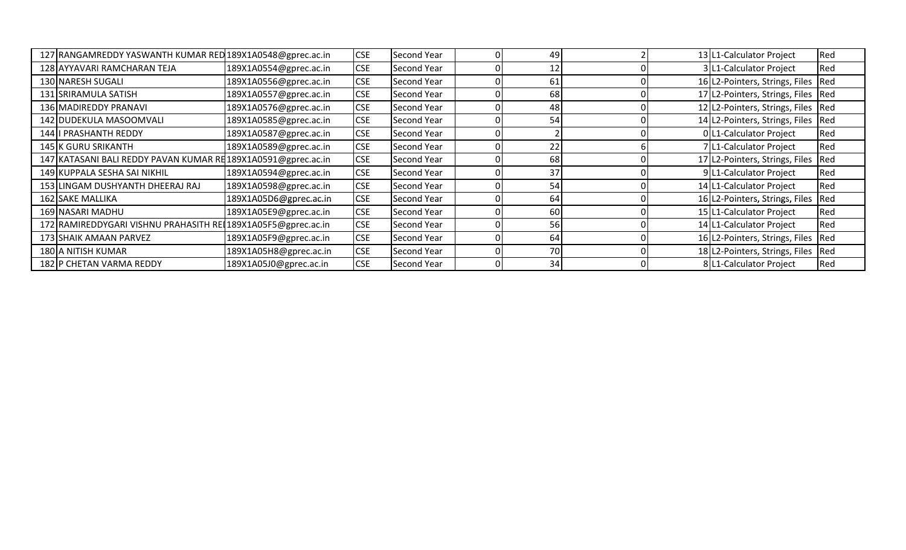| | | | | | | | | | |
|---|---|---|---|---|---|---|---|---|---|
| 127 | RANGAMREDDY YASWANTH KUMAR RED | 189X1A0548@gprec.ac.in | CSE | Second Year | 0 | 49 | 2 | 13 | L1-Calculator Project | Red |
| 128 | AYYAVARI RAMCHARAN TEJA | 189X1A0554@gprec.ac.in | CSE | Second Year | 0 | 12 | 0 | 3 | L1-Calculator Project | Red |
| 130 | NARESH SUGALI | 189X1A0556@gprec.ac.in | CSE | Second Year | 0 | 61 | 0 | 16 | L2-Pointers, Strings, Files | Red |
| 131 | SRIRAMULA SATISH | 189X1A0557@gprec.ac.in | CSE | Second Year | 0 | 68 | 0 | 17 | L2-Pointers, Strings, Files | Red |
| 136 | MADIREDDY PRANAVI | 189X1A0576@gprec.ac.in | CSE | Second Year | 0 | 48 | 0 | 12 | L2-Pointers, Strings, Files | Red |
| 142 | DUDEKULA MASOOMVALI | 189X1A0585@gprec.ac.in | CSE | Second Year | 0 | 54 | 0 | 14 | L2-Pointers, Strings, Files | Red |
| 144 | I PRASHANTH REDDY | 189X1A0587@gprec.ac.in | CSE | Second Year | 0 | 2 | 0 | 0 | L1-Calculator Project | Red |
| 145 | K GURU SRIKANTH | 189X1A0589@gprec.ac.in | CSE | Second Year | 0 | 22 | 6 | 7 | L1-Calculator Project | Red |
| 147 | KATASANI BALI REDDY PAVAN KUMAR RE | 189X1A0591@gprec.ac.in | CSE | Second Year | 0 | 68 | 0 | 17 | L2-Pointers, Strings, Files | Red |
| 149 | KUPPALA SESHA SAI NIKHIL | 189X1A0594@gprec.ac.in | CSE | Second Year | 0 | 37 | 0 | 9 | L1-Calculator Project | Red |
| 153 | LINGAM DUSHYANTH DHEERAJ RAJ | 189X1A0598@gprec.ac.in | CSE | Second Year | 0 | 54 | 0 | 14 | L1-Calculator Project | Red |
| 162 | SAKE MALLIKA | 189X1A05D6@gprec.ac.in | CSE | Second Year | 0 | 64 | 0 | 16 | L2-Pointers, Strings, Files | Red |
| 169 | NASARI MADHU | 189X1A05E9@gprec.ac.in | CSE | Second Year | 0 | 60 | 0 | 15 | L1-Calculator Project | Red |
| 172 | RAMIREDDYGARI VISHNU PRAHASITH REI | 189X1A05F5@gprec.ac.in | CSE | Second Year | 0 | 56 | 0 | 14 | L1-Calculator Project | Red |
| 173 | SHAIK AMAAN PARVEZ | 189X1A05F9@gprec.ac.in | CSE | Second Year | 0 | 64 | 0 | 16 | L2-Pointers, Strings, Files | Red |
| 180 | A NITISH KUMAR | 189X1A05H8@gprec.ac.in | CSE | Second Year | 0 | 70 | 0 | 18 | L2-Pointers, Strings, Files | Red |
| 182 | P CHETAN VARMA REDDY | 189X1A05J0@gprec.ac.in | CSE | Second Year | 0 | 34 | 0 | 8 | L1-Calculator Project | Red |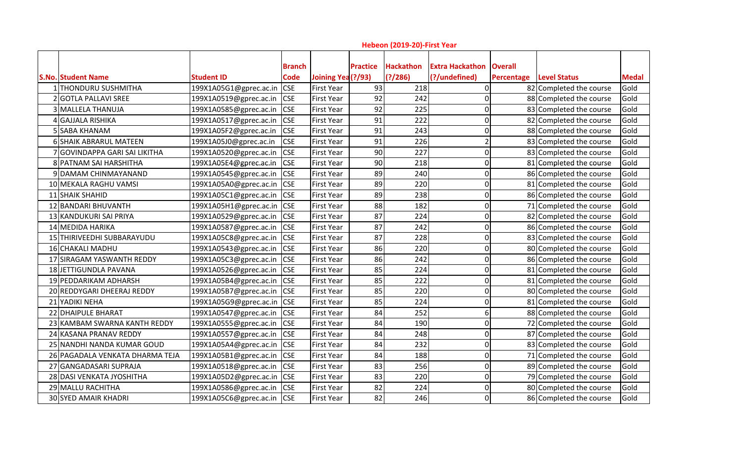**Hebeon (2019-20)-First Year**

| S.No. | Student Name | Student ID | Branch Code | Joining Yea (?/93) | Practice | Hackathon (?/286) | Extra Hackathon (?/undefined) | Overall Percentage | Level Status | Medal |
|---|---|---|---|---|---|---|---|---|---|---|
| 1 | THONDURU SUSHMITHA | 199X1A05G1@gprec.ac.in | CSE | First Year | 93 | 218 | 0 | 82 | Completed the course | Gold |
| 2 | GOTLA PALLAVI SREE | 199X1A0519@gprec.ac.in | CSE | First Year | 92 | 242 | 0 | 88 | Completed the course | Gold |
| 3 | MALLELA THANUJA | 199X1A0585@gprec.ac.in | CSE | First Year | 92 | 225 | 0 | 83 | Completed the course | Gold |
| 4 | GAJJALA RISHIKA | 199X1A0517@gprec.ac.in | CSE | First Year | 91 | 222 | 0 | 82 | Completed the course | Gold |
| 5 | SABA KHANAM | 199X1A05F2@gprec.ac.in | CSE | First Year | 91 | 243 | 0 | 88 | Completed the course | Gold |
| 6 | SHAIK ABRARUL MATEEN | 199X1A05J0@gprec.ac.in | CSE | First Year | 91 | 226 | 2 | 83 | Completed the course | Gold |
| 7 | GOVINDAPPA GARI SAI LIKITHA | 199X1A0520@gprec.ac.in | CSE | First Year | 90 | 227 | 0 | 83 | Completed the course | Gold |
| 8 | PATNAM SAI HARSHITHA | 199X1A05E4@gprec.ac.in | CSE | First Year | 90 | 218 | 0 | 81 | Completed the course | Gold |
| 9 | DAMAM CHINMAYANAND | 199X1A0545@gprec.ac.in | CSE | First Year | 89 | 240 | 0 | 86 | Completed the course | Gold |
| 10 | MEKALA RAGHU VAMSI | 199X1A05A0@gprec.ac.in | CSE | First Year | 89 | 220 | 0 | 81 | Completed the course | Gold |
| 11 | SHAIK SHAHID | 199X1A05C1@gprec.ac.in | CSE | First Year | 89 | 238 | 0 | 86 | Completed the course | Gold |
| 12 | BANDARI BHUVANTH | 199X1A05H1@gprec.ac.in | CSE | First Year | 88 | 182 | 0 | 71 | Completed the course | Gold |
| 13 | KANDUKURI SAI PRIYA | 199X1A0529@gprec.ac.in | CSE | First Year | 87 | 224 | 0 | 82 | Completed the course | Gold |
| 14 | MEDIDA HARIKA | 199X1A0587@gprec.ac.in | CSE | First Year | 87 | 242 | 0 | 86 | Completed the course | Gold |
| 15 | THIRIVEEDHI SUBBARAYUDU | 199X1A05C8@gprec.ac.in | CSE | First Year | 87 | 228 | 0 | 83 | Completed the course | Gold |
| 16 | CHAKALI MADHU | 199X1A0543@gprec.ac.in | CSE | First Year | 86 | 220 | 0 | 80 | Completed the course | Gold |
| 17 | SIRAGAM YASWANTH REDDY | 199X1A05C3@gprec.ac.in | CSE | First Year | 86 | 242 | 0 | 86 | Completed the course | Gold |
| 18 | JETTIGUNDLA PAVANA | 199X1A0526@gprec.ac.in | CSE | First Year | 85 | 224 | 0 | 81 | Completed the course | Gold |
| 19 | PEDDARIKAM ADHARSH | 199X1A05B4@gprec.ac.in | CSE | First Year | 85 | 222 | 0 | 81 | Completed the course | Gold |
| 20 | REDDYGARI DHEERAJ REDDY | 199X1A05B7@gprec.ac.in | CSE | First Year | 85 | 220 | 0 | 80 | Completed the course | Gold |
| 21 | YADIKI NEHA | 199X1A05G9@gprec.ac.in | CSE | First Year | 85 | 224 | 0 | 81 | Completed the course | Gold |
| 22 | DHAIPULE BHARAT | 199X1A0547@gprec.ac.in | CSE | First Year | 84 | 252 | 6 | 88 | Completed the course | Gold |
| 23 | KAMBAM SWARNA KANTH REDDY | 199X1A0555@gprec.ac.in | CSE | First Year | 84 | 190 | 0 | 72 | Completed the course | Gold |
| 24 | KASANA PRANAV REDDY | 199X1A0557@gprec.ac.in | CSE | First Year | 84 | 248 | 0 | 87 | Completed the course | Gold |
| 25 | NANDHI NANDA KUMAR GOUD | 199X1A05A4@gprec.ac.in | CSE | First Year | 84 | 232 | 0 | 83 | Completed the course | Gold |
| 26 | PAGADALA VENKATA DHARMA TEJA | 199X1A05B1@gprec.ac.in | CSE | First Year | 84 | 188 | 0 | 71 | Completed the course | Gold |
| 27 | GANGADASARI SUPRAJA | 199X1A0518@gprec.ac.in | CSE | First Year | 83 | 256 | 0 | 89 | Completed the course | Gold |
| 28 | DASI VENKATA JYOSHITHA | 199X1A05D2@gprec.ac.in | CSE | First Year | 83 | 220 | 0 | 79 | Completed the course | Gold |
| 29 | MALLU RACHITHA | 199X1A0586@gprec.ac.in | CSE | First Year | 82 | 224 | 0 | 80 | Completed the course | Gold |
| 30 | SYED AMAIR KHADRI | 199X1A05C6@gprec.ac.in | CSE | First Year | 82 | 246 | 0 | 86 | Completed the course | Gold |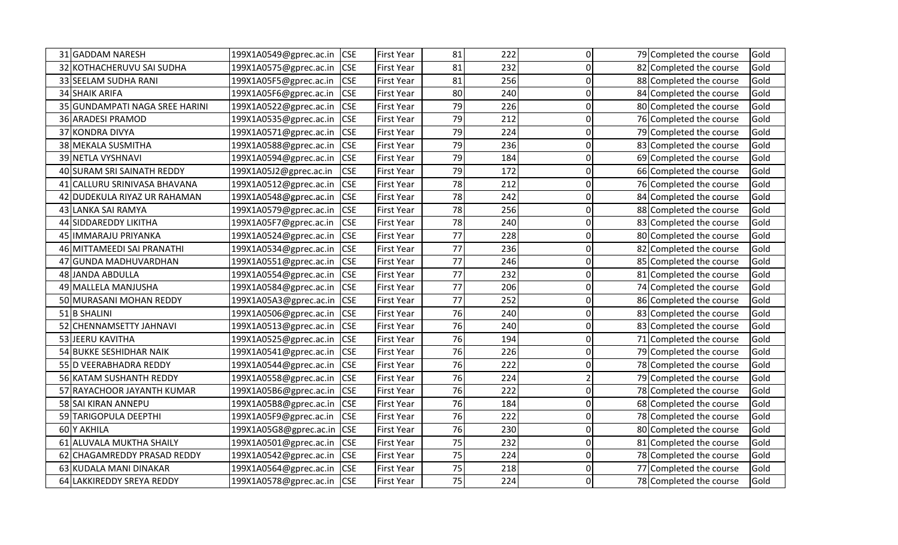| | | | | | | | | | |
|---|---|---|---|---|---|---|---|---|---|
| 31 | GADDAM NARESH | 199X1A0549@gprec.ac.in | CSE | First Year | 81 | 222 | 0 | 79 | Completed the course | Gold |
| 32 | KOTHACHERUVU SAI SUDHA | 199X1A0575@gprec.ac.in | CSE | First Year | 81 | 232 | 0 | 82 | Completed the course | Gold |
| 33 | SEELAM SUDHA RANI | 199X1A05F5@gprec.ac.in | CSE | First Year | 81 | 256 | 0 | 88 | Completed the course | Gold |
| 34 | SHAIK ARIFA | 199X1A05F6@gprec.ac.in | CSE | First Year | 80 | 240 | 0 | 84 | Completed the course | Gold |
| 35 | GUNDAMPATI NAGA SREE HARINI | 199X1A0522@gprec.ac.in | CSE | First Year | 79 | 226 | 0 | 80 | Completed the course | Gold |
| 36 | ARADESI PRAMOD | 199X1A0535@gprec.ac.in | CSE | First Year | 79 | 212 | 0 | 76 | Completed the course | Gold |
| 37 | KONDRA DIVYA | 199X1A0571@gprec.ac.in | CSE | First Year | 79 | 224 | 0 | 79 | Completed the course | Gold |
| 38 | MEKALA SUSMITHA | 199X1A0588@gprec.ac.in | CSE | First Year | 79 | 236 | 0 | 83 | Completed the course | Gold |
| 39 | NETLA VYSHNAVI | 199X1A0594@gprec.ac.in | CSE | First Year | 79 | 184 | 0 | 69 | Completed the course | Gold |
| 40 | SURAM SRI SAINATH REDDY | 199X1A05J2@gprec.ac.in | CSE | First Year | 79 | 172 | 0 | 66 | Completed the course | Gold |
| 41 | CALLURU SRINIVASA BHAVANA | 199X1A0512@gprec.ac.in | CSE | First Year | 78 | 212 | 0 | 76 | Completed the course | Gold |
| 42 | DUDEKULA RIYAZ UR RAHAMAN | 199X1A0548@gprec.ac.in | CSE | First Year | 78 | 242 | 0 | 84 | Completed the course | Gold |
| 43 | LANKA SAI RAMYA | 199X1A0579@gprec.ac.in | CSE | First Year | 78 | 256 | 0 | 88 | Completed the course | Gold |
| 44 | SIDDAREDDY LIKITHA | 199X1A05F7@gprec.ac.in | CSE | First Year | 78 | 240 | 0 | 83 | Completed the course | Gold |
| 45 | IMMARAJU PRIYANKA | 199X1A0524@gprec.ac.in | CSE | First Year | 77 | 228 | 0 | 80 | Completed the course | Gold |
| 46 | MITTAMEEDI SAI PRANATHI | 199X1A0534@gprec.ac.in | CSE | First Year | 77 | 236 | 0 | 82 | Completed the course | Gold |
| 47 | GUNDA MADHUVARDHAN | 199X1A0551@gprec.ac.in | CSE | First Year | 77 | 246 | 0 | 85 | Completed the course | Gold |
| 48 | JANDA ABDULLA | 199X1A0554@gprec.ac.in | CSE | First Year | 77 | 232 | 0 | 81 | Completed the course | Gold |
| 49 | MALLELA MANJUSHA | 199X1A0584@gprec.ac.in | CSE | First Year | 77 | 206 | 0 | 74 | Completed the course | Gold |
| 50 | MURASANI MOHAN REDDY | 199X1A05A3@gprec.ac.in | CSE | First Year | 77 | 252 | 0 | 86 | Completed the course | Gold |
| 51 | B SHALINI | 199X1A0506@gprec.ac.in | CSE | First Year | 76 | 240 | 0 | 83 | Completed the course | Gold |
| 52 | CHENNAMSETTY JAHNAVI | 199X1A0513@gprec.ac.in | CSE | First Year | 76 | 240 | 0 | 83 | Completed the course | Gold |
| 53 | JEERU KAVITHA | 199X1A0525@gprec.ac.in | CSE | First Year | 76 | 194 | 0 | 71 | Completed the course | Gold |
| 54 | BUKKE SESHIDHAR NAIK | 199X1A0541@gprec.ac.in | CSE | First Year | 76 | 226 | 0 | 79 | Completed the course | Gold |
| 55 | D VEERABHADRA REDDY | 199X1A0544@gprec.ac.in | CSE | First Year | 76 | 222 | 0 | 78 | Completed the course | Gold |
| 56 | KATAM SUSHANTH REDDY | 199X1A0558@gprec.ac.in | CSE | First Year | 76 | 224 | 2 | 79 | Completed the course | Gold |
| 57 | RAYACHOOR JAYANTH KUMAR | 199X1A05B6@gprec.ac.in | CSE | First Year | 76 | 222 | 0 | 78 | Completed the course | Gold |
| 58 | SAI KIRAN ANNEPU | 199X1A05B8@gprec.ac.in | CSE | First Year | 76 | 184 | 0 | 68 | Completed the course | Gold |
| 59 | TARIGOPULA DEEPTHI | 199X1A05F9@gprec.ac.in | CSE | First Year | 76 | 222 | 0 | 78 | Completed the course | Gold |
| 60 | Y AKHILA | 199X1A05G8@gprec.ac.in | CSE | First Year | 76 | 230 | 0 | 80 | Completed the course | Gold |
| 61 | ALUVALA MUKTHA SHAILY | 199X1A0501@gprec.ac.in | CSE | First Year | 75 | 232 | 0 | 81 | Completed the course | Gold |
| 62 | CHAGAMREDDY PRASAD REDDY | 199X1A0542@gprec.ac.in | CSE | First Year | 75 | 224 | 0 | 78 | Completed the course | Gold |
| 63 | KUDALA MANI DINAKAR | 199X1A0564@gprec.ac.in | CSE | First Year | 75 | 218 | 0 | 77 | Completed the course | Gold |
| 64 | LAKKIREDDY SREYA REDDY | 199X1A0578@gprec.ac.in | CSE | First Year | 75 | 224 | 0 | 78 | Completed the course | Gold |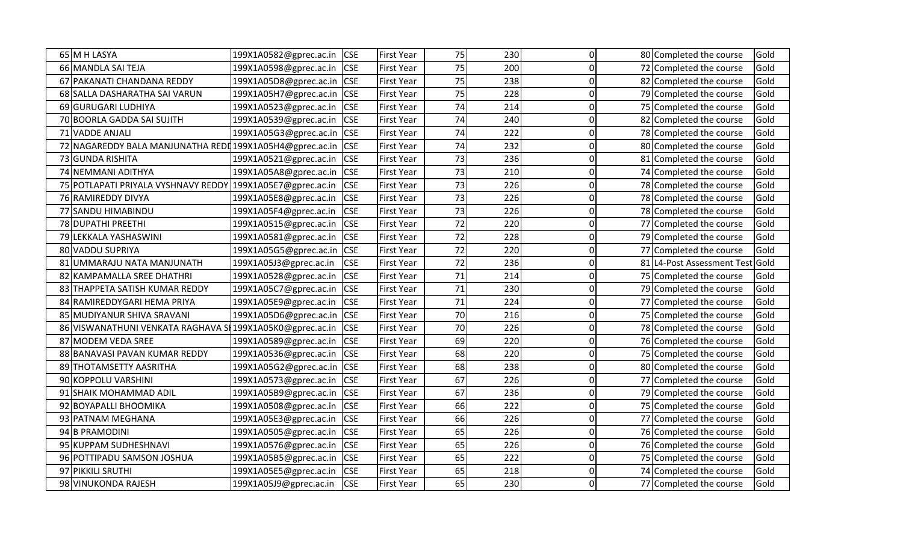| 65 | M H LASYA | 199X1A0582@gprec.ac.in | CSE | First Year | 75 | 230 | 0 | 80 | Completed the course | Gold |
|---|---|---|---|---|---|---|---|---|---|---|
| 66 | MANDLA SAI TEJA | 199X1A0598@gprec.ac.in | CSE | First Year | 75 | 200 | 0 | 72 | Completed the course | Gold |
| 67 | PAKANATI CHANDANA REDDY | 199X1A05D8@gprec.ac.in | CSE | First Year | 75 | 238 | 0 | 82 | Completed the course | Gold |
| 68 | SALLA DASHARATHA SAI VARUN | 199X1A05H7@gprec.ac.in | CSE | First Year | 75 | 228 | 0 | 79 | Completed the course | Gold |
| 69 | GURUGARI LUDHIYA | 199X1A0523@gprec.ac.in | CSE | First Year | 74 | 214 | 0 | 75 | Completed the course | Gold |
| 70 | BOORLA GADDA SAI SUJITH | 199X1A0539@gprec.ac.in | CSE | First Year | 74 | 240 | 0 | 82 | Completed the course | Gold |
| 71 | VADDE ANJALI | 199X1A05G3@gprec.ac.in | CSE | First Year | 74 | 222 | 0 | 78 | Completed the course | Gold |
| 72 | NAGAREDDY BALA MANJUNATHA REDI | 199X1A05H4@gprec.ac.in | CSE | First Year | 74 | 232 | 0 | 80 | Completed the course | Gold |
| 73 | GUNDA RISHITA | 199X1A0521@gprec.ac.in | CSE | First Year | 73 | 236 | 0 | 81 | Completed the course | Gold |
| 74 | NEMMANI ADITHYA | 199X1A05A8@gprec.ac.in | CSE | First Year | 73 | 210 | 0 | 74 | Completed the course | Gold |
| 75 | POTLAPATI PRIYALA VYSHNAVY REDDY | 199X1A05E7@gprec.ac.in | CSE | First Year | 73 | 226 | 0 | 78 | Completed the course | Gold |
| 76 | RAMIREDDY DIVYA | 199X1A05E8@gprec.ac.in | CSE | First Year | 73 | 226 | 0 | 78 | Completed the course | Gold |
| 77 | SANDU HIMABINDU | 199X1A05F4@gprec.ac.in | CSE | First Year | 73 | 226 | 0 | 78 | Completed the course | Gold |
| 78 | DUPATHI PREETHI | 199X1A0515@gprec.ac.in | CSE | First Year | 72 | 220 | 0 | 77 | Completed the course | Gold |
| 79 | LEKKALA YASHASWINI | 199X1A0581@gprec.ac.in | CSE | First Year | 72 | 228 | 0 | 79 | Completed the course | Gold |
| 80 | VADDU SUPRIYA | 199X1A05G5@gprec.ac.in | CSE | First Year | 72 | 220 | 0 | 77 | Completed the course | Gold |
| 81 | UMMARAJU NATA MANJUNATH | 199X1A05J3@gprec.ac.in | CSE | First Year | 72 | 236 | 0 | 81 | L4-Post Assessment Test | Gold |
| 82 | KAMPAMALLA SREE DHATHRI | 199X1A0528@gprec.ac.in | CSE | First Year | 71 | 214 | 0 | 75 | Completed the course | Gold |
| 83 | THAPPETA SATISH KUMAR REDDY | 199X1A05C7@gprec.ac.in | CSE | First Year | 71 | 230 | 0 | 79 | Completed the course | Gold |
| 84 | RAMIREDDYGARI HEMA PRIYA | 199X1A05E9@gprec.ac.in | CSE | First Year | 71 | 224 | 0 | 77 | Completed the course | Gold |
| 85 | MUDIYANUR SHIVA SRAVANI | 199X1A05D6@gprec.ac.in | CSE | First Year | 70 | 216 | 0 | 75 | Completed the course | Gold |
| 86 | VISWANATHUNI VENKATA RAGHAVA SI | 199X1A05K0@gprec.ac.in | CSE | First Year | 70 | 226 | 0 | 78 | Completed the course | Gold |
| 87 | MODEM VEDA SREE | 199X1A0589@gprec.ac.in | CSE | First Year | 69 | 220 | 0 | 76 | Completed the course | Gold |
| 88 | BANAVASI PAVAN KUMAR REDDY | 199X1A0536@gprec.ac.in | CSE | First Year | 68 | 220 | 0 | 75 | Completed the course | Gold |
| 89 | THOTAMSETTY AASRITHA | 199X1A05G2@gprec.ac.in | CSE | First Year | 68 | 238 | 0 | 80 | Completed the course | Gold |
| 90 | KOPPOLU VARSHINI | 199X1A0573@gprec.ac.in | CSE | First Year | 67 | 226 | 0 | 77 | Completed the course | Gold |
| 91 | SHAIK MOHAMMAD ADIL | 199X1A05B9@gprec.ac.in | CSE | First Year | 67 | 236 | 0 | 79 | Completed the course | Gold |
| 92 | BOYAPALLI BHOOMIKA | 199X1A0508@gprec.ac.in | CSE | First Year | 66 | 222 | 0 | 75 | Completed the course | Gold |
| 93 | PATNAM MEGHANA | 199X1A05E3@gprec.ac.in | CSE | First Year | 66 | 226 | 0 | 77 | Completed the course | Gold |
| 94 | B PRAMODINI | 199X1A0505@gprec.ac.in | CSE | First Year | 65 | 226 | 0 | 76 | Completed the course | Gold |
| 95 | KUPPAM SUDHESHNAVI | 199X1A0576@gprec.ac.in | CSE | First Year | 65 | 226 | 0 | 76 | Completed the course | Gold |
| 96 | POTTIPADU SAMSON JOSHUA | 199X1A05B5@gprec.ac.in | CSE | First Year | 65 | 222 | 0 | 75 | Completed the course | Gold |
| 97 | PIKKILI SRUTHI | 199X1A05E5@gprec.ac.in | CSE | First Year | 65 | 218 | 0 | 74 | Completed the course | Gold |
| 98 | VINUKONDA RAJESH | 199X1A05J9@gprec.ac.in | CSE | First Year | 65 | 230 | 0 | 77 | Completed the course | Gold |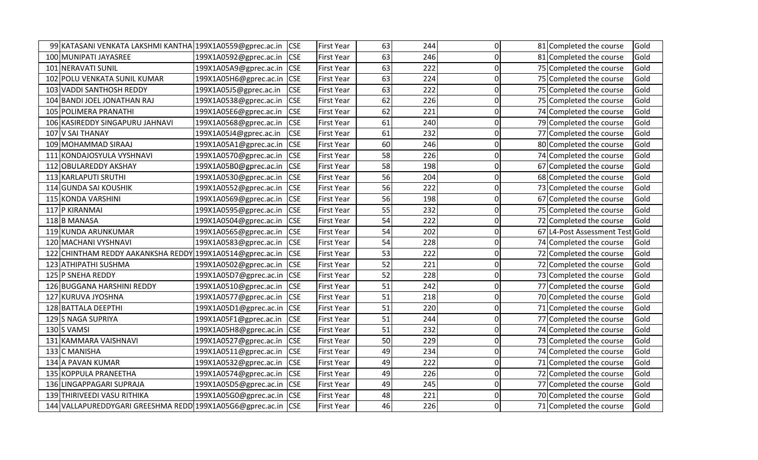| | | | | | | | | | |
|---|---|---|---|---|---|---|---|---|---|
| 99 | KATASANI VENKATA LAKSHMI KANTHA | 199X1A0559@gprec.ac.in | CSE | First Year | 63 | 244 | 0 | 81 | Completed the course | Gold |
| 100 | MUNIPATI JAYASREE | 199X1A0592@gprec.ac.in | CSE | First Year | 63 | 246 | 0 | 81 | Completed the course | Gold |
| 101 | NERAVATI SUNIL | 199X1A05A9@gprec.ac.in | CSE | First Year | 63 | 222 | 0 | 75 | Completed the course | Gold |
| 102 | POLU VENKATA SUNIL KUMAR | 199X1A05H6@gprec.ac.in | CSE | First Year | 63 | 224 | 0 | 75 | Completed the course | Gold |
| 103 | VADDI SANTHOSH REDDY | 199X1A05J5@gprec.ac.in | CSE | First Year | 63 | 222 | 0 | 75 | Completed the course | Gold |
| 104 | BANDI JOEL JONATHAN RAJ | 199X1A0538@gprec.ac.in | CSE | First Year | 62 | 226 | 0 | 75 | Completed the course | Gold |
| 105 | POLIMERA PRANATHI | 199X1A05E6@gprec.ac.in | CSE | First Year | 62 | 221 | 0 | 74 | Completed the course | Gold |
| 106 | KASIREDDY SINGAPURU JAHNAVI | 199X1A0568@gprec.ac.in | CSE | First Year | 61 | 240 | 0 | 79 | Completed the course | Gold |
| 107 | V SAI THANAY | 199X1A05J4@gprec.ac.in | CSE | First Year | 61 | 232 | 0 | 77 | Completed the course | Gold |
| 109 | MOHAMMAD SIRAAJ | 199X1A05A1@gprec.ac.in | CSE | First Year | 60 | 246 | 0 | 80 | Completed the course | Gold |
| 111 | KONDAJOSYULA VYSHNAVI | 199X1A0570@gprec.ac.in | CSE | First Year | 58 | 226 | 0 | 74 | Completed the course | Gold |
| 112 | OBULAREDDY AKSHAY | 199X1A05B0@gprec.ac.in | CSE | First Year | 58 | 198 | 0 | 67 | Completed the course | Gold |
| 113 | KARLAPUTI SRUTHI | 199X1A0530@gprec.ac.in | CSE | First Year | 56 | 204 | 0 | 68 | Completed the course | Gold |
| 114 | GUNDA SAI KOUSHIK | 199X1A0552@gprec.ac.in | CSE | First Year | 56 | 222 | 0 | 73 | Completed the course | Gold |
| 115 | KONDA VARSHINI | 199X1A0569@gprec.ac.in | CSE | First Year | 56 | 198 | 0 | 67 | Completed the course | Gold |
| 117 | P KIRANMAI | 199X1A0595@gprec.ac.in | CSE | First Year | 55 | 232 | 0 | 75 | Completed the course | Gold |
| 118 | B MANASA | 199X1A0504@gprec.ac.in | CSE | First Year | 54 | 222 | 0 | 72 | Completed the course | Gold |
| 119 | KUNDA ARUNKUMAR | 199X1A0565@gprec.ac.in | CSE | First Year | 54 | 202 | 0 | 67 | L4-Post Assessment Test | Gold |
| 120 | MACHANI VYSHNAVI | 199X1A0583@gprec.ac.in | CSE | First Year | 54 | 228 | 0 | 74 | Completed the course | Gold |
| 122 | CHINTHAM REDDY AAKANKSHA REDDY | 199X1A0514@gprec.ac.in | CSE | First Year | 53 | 222 | 0 | 72 | Completed the course | Gold |
| 123 | ATHIPATHI SUSHMA | 199X1A0502@gprec.ac.in | CSE | First Year | 52 | 221 | 0 | 72 | Completed the course | Gold |
| 125 | P SNEHA REDDY | 199X1A05D7@gprec.ac.in | CSE | First Year | 52 | 228 | 0 | 73 | Completed the course | Gold |
| 126 | BUGGANA HARSHINI REDDY | 199X1A0510@gprec.ac.in | CSE | First Year | 51 | 242 | 0 | 77 | Completed the course | Gold |
| 127 | KURUVA JYOSHNA | 199X1A0577@gprec.ac.in | CSE | First Year | 51 | 218 | 0 | 70 | Completed the course | Gold |
| 128 | BATTALA DEEPTHI | 199X1A05D1@gprec.ac.in | CSE | First Year | 51 | 220 | 0 | 71 | Completed the course | Gold |
| 129 | S NAGA SUPRIYA | 199X1A05F1@gprec.ac.in | CSE | First Year | 51 | 244 | 0 | 77 | Completed the course | Gold |
| 130 | S VAMSI | 199X1A05H8@gprec.ac.in | CSE | First Year | 51 | 232 | 0 | 74 | Completed the course | Gold |
| 131 | KAMMARA VAISHNAVI | 199X1A0527@gprec.ac.in | CSE | First Year | 50 | 229 | 0 | 73 | Completed the course | Gold |
| 133 | C MANISHA | 199X1A0511@gprec.ac.in | CSE | First Year | 49 | 234 | 0 | 74 | Completed the course | Gold |
| 134 | A PAVAN KUMAR | 199X1A0532@gprec.ac.in | CSE | First Year | 49 | 222 | 0 | 71 | Completed the course | Gold |
| 135 | KOPPULA PRANEETHA | 199X1A0574@gprec.ac.in | CSE | First Year | 49 | 226 | 0 | 72 | Completed the course | Gold |
| 136 | LINGAPPAGARI SUPRAJA | 199X1A05D5@gprec.ac.in | CSE | First Year | 49 | 245 | 0 | 77 | Completed the course | Gold |
| 139 | THIRIVEEDI VASU RITHIKA | 199X1A05G0@gprec.ac.in | CSE | First Year | 48 | 221 | 0 | 70 | Completed the course | Gold |
| 144 | VALLAPUREDDYGARI GREESHMA REDD | 199X1A05G6@gprec.ac.in | CSE | First Year | 46 | 226 | 0 | 71 | Completed the course | Gold |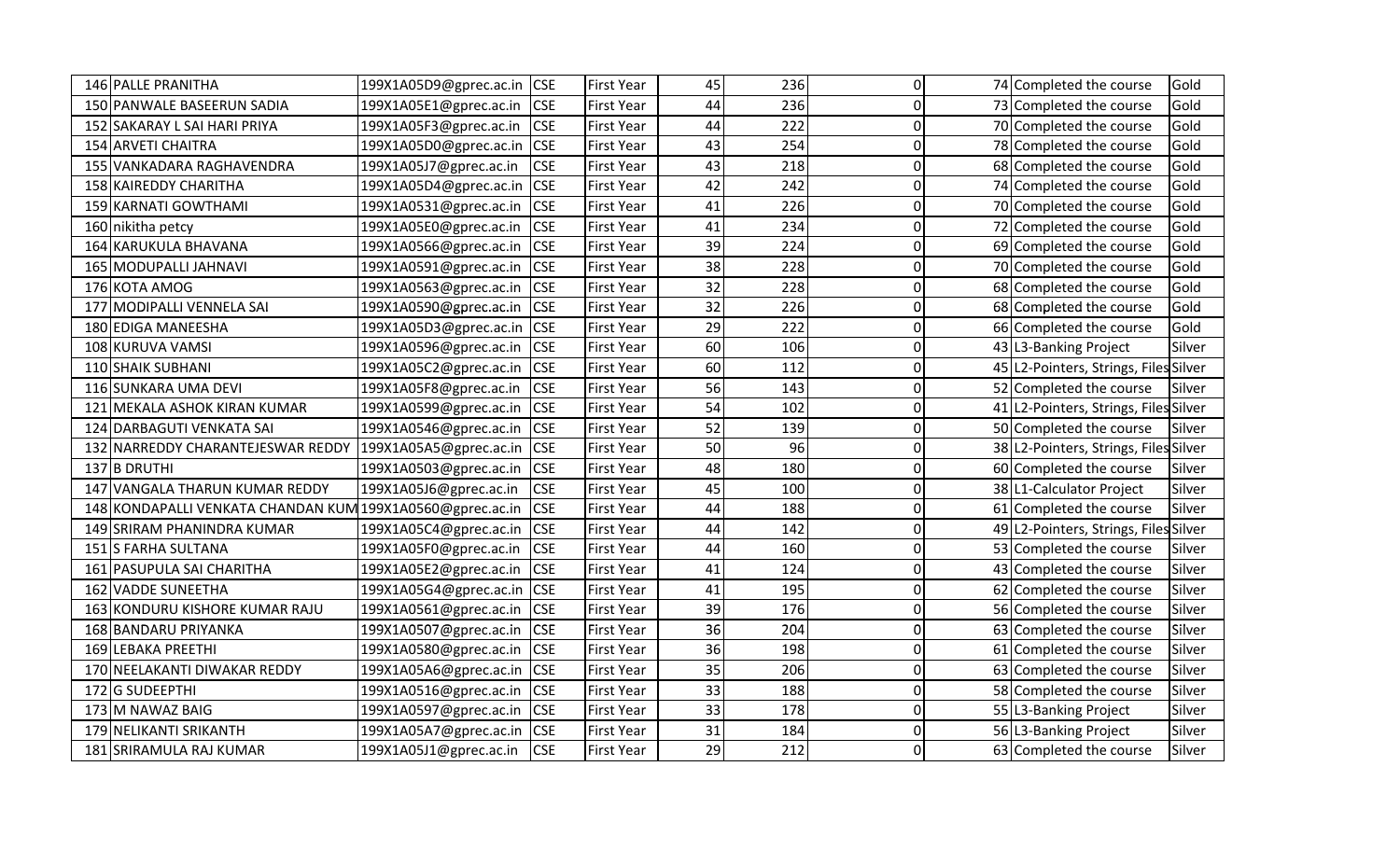| | | | | | | | | | |
|---|---|---|---|---|---|---|---|---|---|
| 146 | PALLE PRANITHA | 199X1A05D9@gprec.ac.in | CSE | First Year | 45 | 236 | 0 | 74 | Completed the course | Gold |
| 150 | PANWALE BASEERUN SADIA | 199X1A05E1@gprec.ac.in | CSE | First Year | 44 | 236 | 0 | 73 | Completed the course | Gold |
| 152 | SAKARAY L SAI HARI PRIYA | 199X1A05F3@gprec.ac.in | CSE | First Year | 44 | 222 | 0 | 70 | Completed the course | Gold |
| 154 | ARVETI CHAITRA | 199X1A05D0@gprec.ac.in | CSE | First Year | 43 | 254 | 0 | 78 | Completed the course | Gold |
| 155 | VANKADARA RAGHAVENDRA | 199X1A05J7@gprec.ac.in | CSE | First Year | 43 | 218 | 0 | 68 | Completed the course | Gold |
| 158 | KAIREDDY CHARITHA | 199X1A05D4@gprec.ac.in | CSE | First Year | 42 | 242 | 0 | 74 | Completed the course | Gold |
| 159 | KARNATI GOWTHAMI | 199X1A0531@gprec.ac.in | CSE | First Year | 41 | 226 | 0 | 70 | Completed the course | Gold |
| 160 | nikitha petcy | 199X1A05E0@gprec.ac.in | CSE | First Year | 41 | 234 | 0 | 72 | Completed the course | Gold |
| 164 | KARUKULA BHAVANA | 199X1A0566@gprec.ac.in | CSE | First Year | 39 | 224 | 0 | 69 | Completed the course | Gold |
| 165 | MODUPALLI JAHNAVI | 199X1A0591@gprec.ac.in | CSE | First Year | 38 | 228 | 0 | 70 | Completed the course | Gold |
| 176 | KOTA AMOG | 199X1A0563@gprec.ac.in | CSE | First Year | 32 | 228 | 0 | 68 | Completed the course | Gold |
| 177 | MODIPALLI VENNELA SAI | 199X1A0590@gprec.ac.in | CSE | First Year | 32 | 226 | 0 | 68 | Completed the course | Gold |
| 180 | EDIGA MANEESHA | 199X1A05D3@gprec.ac.in | CSE | First Year | 29 | 222 | 0 | 66 | Completed the course | Gold |
| 108 | KURUVA VAMSI | 199X1A0596@gprec.ac.in | CSE | First Year | 60 | 106 | 0 | 43 | L3-Banking Project | Silver |
| 110 | SHAIK SUBHANI | 199X1A05C2@gprec.ac.in | CSE | First Year | 60 | 112 | 0 | 45 | L2-Pointers, Strings, Files | Silver |
| 116 | SUNKARA UMA DEVI | 199X1A05F8@gprec.ac.in | CSE | First Year | 56 | 143 | 0 | 52 | Completed the course | Silver |
| 121 | MEKALA ASHOK KIRAN KUMAR | 199X1A0599@gprec.ac.in | CSE | First Year | 54 | 102 | 0 | 41 | L2-Pointers, Strings, Files | Silver |
| 124 | DARBAGUTI VENKATA SAI | 199X1A0546@gprec.ac.in | CSE | First Year | 52 | 139 | 0 | 50 | Completed the course | Silver |
| 132 | NARREDDY CHARANTEJESWAR REDDY | 199X1A05A5@gprec.ac.in | CSE | First Year | 50 | 96 | 0 | 38 | L2-Pointers, Strings, Files | Silver |
| 137 | B DRUTHI | 199X1A0503@gprec.ac.in | CSE | First Year | 48 | 180 | 0 | 60 | Completed the course | Silver |
| 147 | VANGALA THARUN KUMAR REDDY | 199X1A05J6@gprec.ac.in | CSE | First Year | 45 | 100 | 0 | 38 | L1-Calculator Project | Silver |
| 148 | KONDAPALLI VENKATA CHANDAN KUM | 199X1A0560@gprec.ac.in | CSE | First Year | 44 | 188 | 0 | 61 | Completed the course | Silver |
| 149 | SRIRAM PHANINDRA KUMAR | 199X1A05C4@gprec.ac.in | CSE | First Year | 44 | 142 | 0 | 49 | L2-Pointers, Strings, Files | Silver |
| 151 | S FARHA SULTANA | 199X1A05F0@gprec.ac.in | CSE | First Year | 44 | 160 | 0 | 53 | Completed the course | Silver |
| 161 | PASUPULA SAI CHARITHA | 199X1A05E2@gprec.ac.in | CSE | First Year | 41 | 124 | 0 | 43 | Completed the course | Silver |
| 162 | VADDE SUNEETHA | 199X1A05G4@gprec.ac.in | CSE | First Year | 41 | 195 | 0 | 62 | Completed the course | Silver |
| 163 | KONDURU KISHORE KUMAR RAJU | 199X1A0561@gprec.ac.in | CSE | First Year | 39 | 176 | 0 | 56 | Completed the course | Silver |
| 168 | BANDARU PRIYANKA | 199X1A0507@gprec.ac.in | CSE | First Year | 36 | 204 | 0 | 63 | Completed the course | Silver |
| 169 | LEBAKA PREETHI | 199X1A0580@gprec.ac.in | CSE | First Year | 36 | 198 | 0 | 61 | Completed the course | Silver |
| 170 | NEELAKANTI DIWAKAR REDDY | 199X1A05A6@gprec.ac.in | CSE | First Year | 35 | 206 | 0 | 63 | Completed the course | Silver |
| 172 | G SUDEEPTHI | 199X1A0516@gprec.ac.in | CSE | First Year | 33 | 188 | 0 | 58 | Completed the course | Silver |
| 173 | M NAWAZ BAIG | 199X1A0597@gprec.ac.in | CSE | First Year | 33 | 178 | 0 | 55 | L3-Banking Project | Silver |
| 179 | NELIKANTI SRIKANTH | 199X1A05A7@gprec.ac.in | CSE | First Year | 31 | 184 | 0 | 56 | L3-Banking Project | Silver |
| 181 | SRIRAMULA RAJ KUMAR | 199X1A05J1@gprec.ac.in | CSE | First Year | 29 | 212 | 0 | 63 | Completed the course | Silver |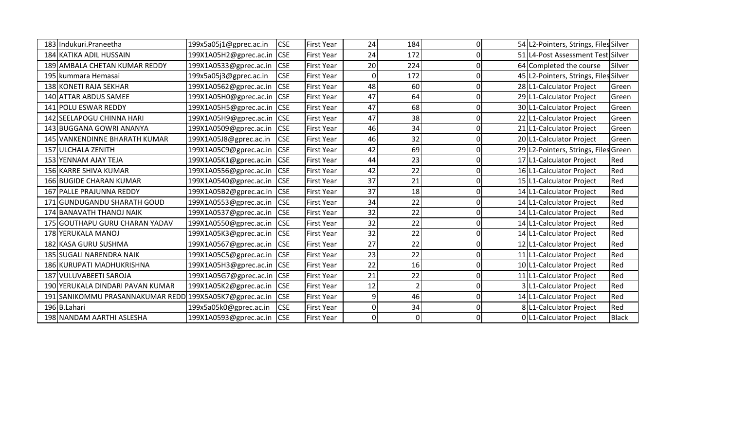| | | | | | | | | | | |
|---|---|---|---|---|---|---|---|---|---|---|
| 183 | Indukuri.Praneetha | 199x5a05j1@gprec.ac.in | CSE | First Year | 24 | 184 | 0 | 54 | L2-Pointers, Strings, Files | Silver |
| 184 | KATIKA ADIL HUSSAIN | 199X1A05H2@gprec.ac.in | CSE | First Year | 24 | 172 | 0 | 51 | L4-Post Assessment Test | Silver |
| 189 | AMBALA CHETAN KUMAR REDDY | 199X1A0533@gprec.ac.in | CSE | First Year | 20 | 224 | 0 | 64 | Completed the course | Silver |
| 195 | kummara Hemasai | 199x5a05j3@gprec.ac.in | CSE | First Year | 0 | 172 | 0 | 45 | L2-Pointers, Strings, Files | Silver |
| 138 | KONETI RAJA SEKHAR | 199X1A0562@gprec.ac.in | CSE | First Year | 48 | 60 | 0 | 28 | L1-Calculator Project | Green |
| 140 | ATTAR ABDUS SAMEE | 199X1A05H0@gprec.ac.in | CSE | First Year | 47 | 64 | 0 | 29 | L1-Calculator Project | Green |
| 141 | POLU ESWAR REDDY | 199X1A05H5@gprec.ac.in | CSE | First Year | 47 | 68 | 0 | 30 | L1-Calculator Project | Green |
| 142 | SEELAPOGU CHINNA HARI | 199X1A05H9@gprec.ac.in | CSE | First Year | 47 | 38 | 0 | 22 | L1-Calculator Project | Green |
| 143 | BUGGANA GOWRI ANANYA | 199X1A0509@gprec.ac.in | CSE | First Year | 46 | 34 | 0 | 21 | L1-Calculator Project | Green |
| 145 | VANKENDINNE BHARATH KUMAR | 199X1A05J8@gprec.ac.in | CSE | First Year | 46 | 32 | 0 | 20 | L1-Calculator Project | Green |
| 157 | ULCHALA ZENITH | 199X1A05C9@gprec.ac.in | CSE | First Year | 42 | 69 | 0 | 29 | L2-Pointers, Strings, Files | Green |
| 153 | YENNAM AJAY TEJA | 199X1A05K1@gprec.ac.in | CSE | First Year | 44 | 23 | 0 | 17 | L1-Calculator Project | Red |
| 156 | KARRE SHIVA KUMAR | 199X1A0556@gprec.ac.in | CSE | First Year | 42 | 22 | 0 | 16 | L1-Calculator Project | Red |
| 166 | BUGIDE CHARAN KUMAR | 199X1A0540@gprec.ac.in | CSE | First Year | 37 | 21 | 0 | 15 | L1-Calculator Project | Red |
| 167 | PALLE PRAJUNNA REDDY | 199X1A05B2@gprec.ac.in | CSE | First Year | 37 | 18 | 0 | 14 | L1-Calculator Project | Red |
| 171 | GUNDUGANDU SHARATH GOUD | 199X1A0553@gprec.ac.in | CSE | First Year | 34 | 22 | 0 | 14 | L1-Calculator Project | Red |
| 174 | BANAVATH THANOJ NAIK | 199X1A0537@gprec.ac.in | CSE | First Year | 32 | 22 | 0 | 14 | L1-Calculator Project | Red |
| 175 | GOUTHAPU GURU CHARAN YADAV | 199X1A0550@gprec.ac.in | CSE | First Year | 32 | 22 | 0 | 14 | L1-Calculator Project | Red |
| 178 | YERUKALA MANOJ | 199X1A05K3@gprec.ac.in | CSE | First Year | 32 | 22 | 0 | 14 | L1-Calculator Project | Red |
| 182 | KASA GURU SUSHMA | 199X1A0567@gprec.ac.in | CSE | First Year | 27 | 22 | 0 | 12 | L1-Calculator Project | Red |
| 185 | SUGALI NARENDRA NAIK | 199X1A05C5@gprec.ac.in | CSE | First Year | 23 | 22 | 0 | 11 | L1-Calculator Project | Red |
| 186 | KURUPATI MADHUKRISHNA | 199X1A05H3@gprec.ac.in | CSE | First Year | 22 | 16 | 0 | 10 | L1-Calculator Project | Red |
| 187 | VULUVABEETI SAROJA | 199X1A05G7@gprec.ac.in | CSE | First Year | 21 | 22 | 0 | 11 | L1-Calculator Project | Red |
| 190 | YERUKALA DINDARI PAVAN KUMAR | 199X1A05K2@gprec.ac.in | CSE | First Year | 12 | 2 | 0 | 3 | L1-Calculator Project | Red |
| 191 | SANIKOMMU PRASANNAKUMAR REDD | 199X5A05K7@gprec.ac.in | CSE | First Year | 9 | 46 | 0 | 14 | L1-Calculator Project | Red |
| 196 | B.Lahari | 199x5a05k0@gprec.ac.in | CSE | First Year | 0 | 34 | 0 | 8 | L1-Calculator Project | Red |
| 198 | NANDAM AARTHI ASLESHA | 199X1A0593@gprec.ac.in | CSE | First Year | 0 | 0 | 0 | 0 | L1-Calculator Project | Black |